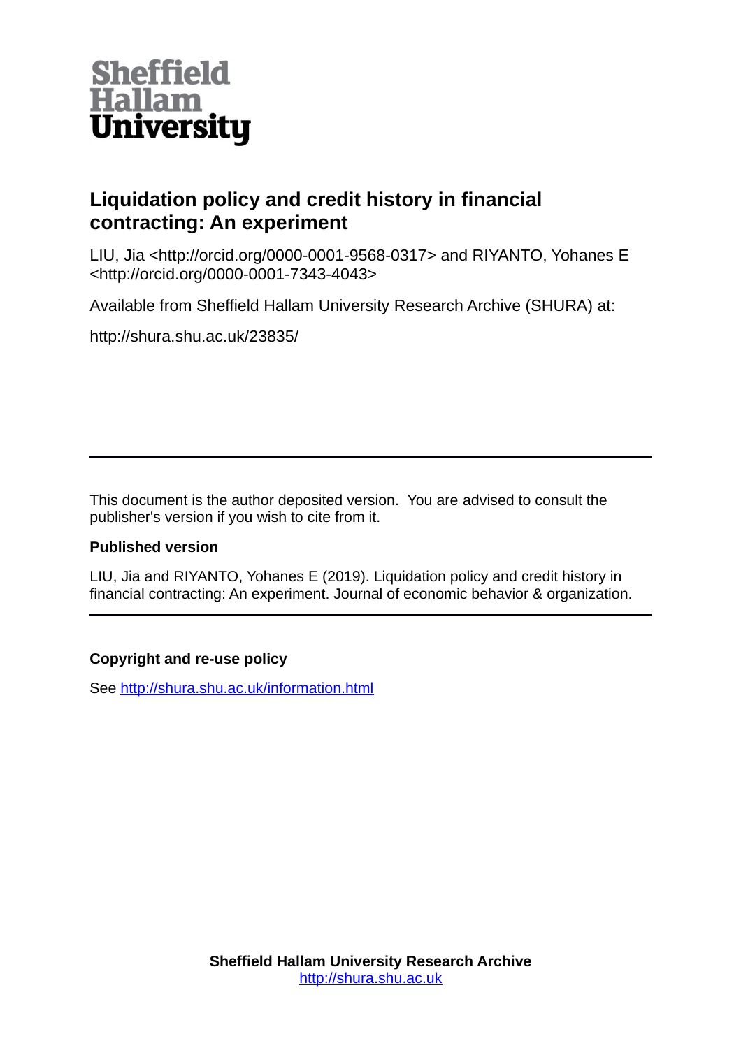Sheffield Hallam University

# Liquidation policy and credit history in financial contracting: An experiment

LIU, Jia <http://orcid.org/0000-0001-9568-0317> and RIYANTO, Yohanes E <http://orcid.org/0000-0001-7343-4043>

Available from Sheffield Hallam University Research Archive (SHURA) at:

http://shura.shu.ac.uk/23835/

---

This document is the author deposited version. You are advised to consult the publisher's version if you wish to cite from it.

**Published version**

LIU, Jia and RIYANTO, Yohanes E (2019). Liquidation policy and credit history in financial contracting: An experiment. Journal of economic behavior & organization.

---

**Copyright and re-use policy**

See http://shura.shu.ac.uk/information.html

**Sheffield Hallam University Research Archive**
http://shura.shu.ac.uk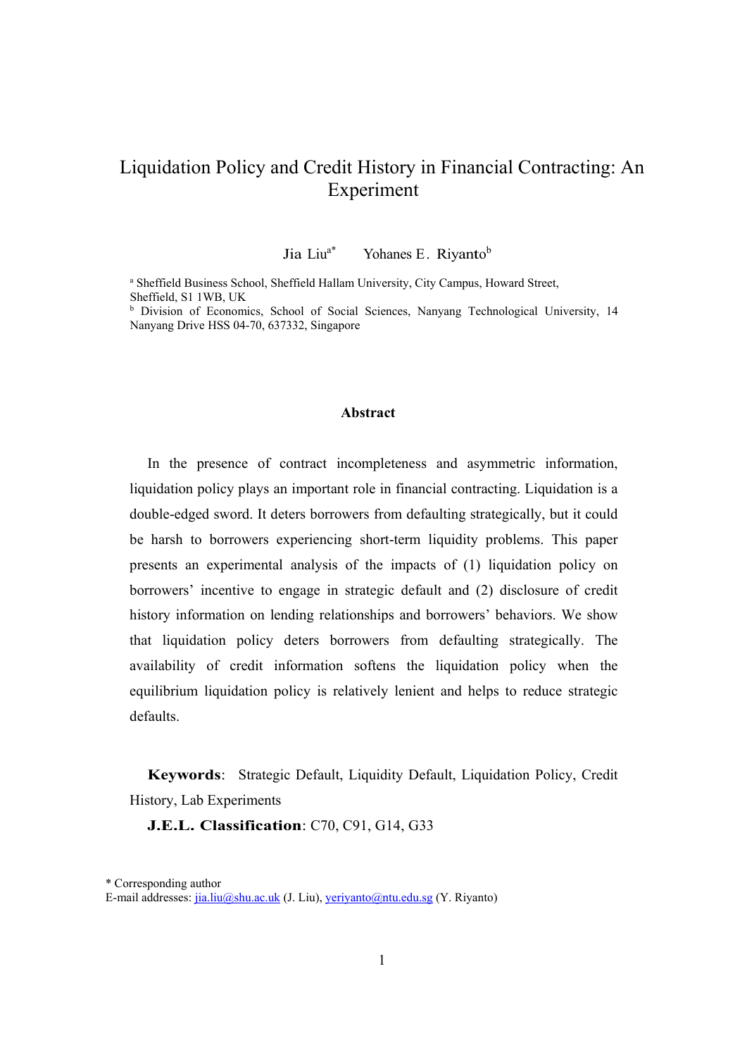# Liquidation Policy and Credit History in Financial Contracting: An Experiment

Jia Liu[a*] Yohanes E. Riyanto[b]

[a] Sheffield Business School, Sheffield Hallam University, City Campus, Howard Street, Sheffield, S1 1WB, UK

[b] Division of Economics, School of Social Sciences, Nanyang Technological University, 14 Nanyang Drive HSS 04-70, 637332, Singapore

### Abstract

In the presence of contract incompleteness and asymmetric information, liquidation policy plays an important role in financial contracting. Liquidation is a double-edged sword. It deters borrowers from defaulting strategically, but it could be harsh to borrowers experiencing short-term liquidity problems. This paper presents an experimental analysis of the impacts of (1) liquidation policy on borrowers' incentive to engage in strategic default and (2) disclosure of credit history information on lending relationships and borrowers' behaviors. We show that liquidation policy deters borrowers from defaulting strategically. The availability of credit information softens the liquidation policy when the equilibrium liquidation policy is relatively lenient and helps to reduce strategic defaults.

**Keywords**: Strategic Default, Liquidity Default, Liquidation Policy, Credit History, Lab Experiments

**J.E.L. Classification**: C70, C91, G14, G33

\* Corresponding author

E-mail addresses: jia.liu@shu.ac.uk (J. Liu), yeriyanto@ntu.edu.sg (Y. Riyanto)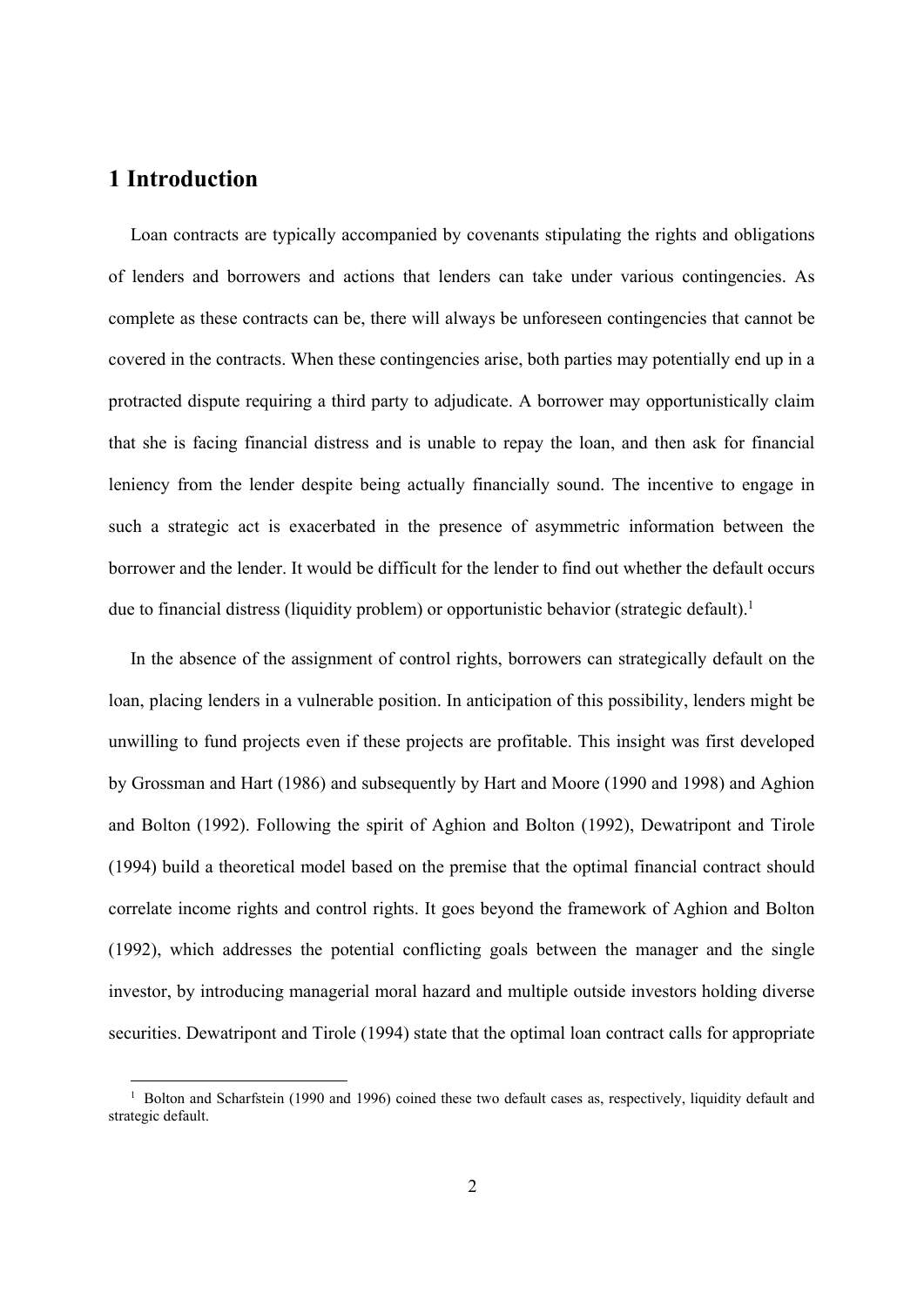# 1 Introduction

Loan contracts are typically accompanied by covenants stipulating the rights and obligations of lenders and borrowers and actions that lenders can take under various contingencies. As complete as these contracts can be, there will always be unforeseen contingencies that cannot be covered in the contracts. When these contingencies arise, both parties may potentially end up in a protracted dispute requiring a third party to adjudicate. A borrower may opportunistically claim that she is facing financial distress and is unable to repay the loan, and then ask for financial leniency from the lender despite being actually financially sound. The incentive to engage in such a strategic act is exacerbated in the presence of asymmetric information between the borrower and the lender. It would be difficult for the lender to find out whether the default occurs due to financial distress (liquidity problem) or opportunistic behavior (strategic default).[1]

In the absence of the assignment of control rights, borrowers can strategically default on the loan, placing lenders in a vulnerable position. In anticipation of this possibility, lenders might be unwilling to fund projects even if these projects are profitable. This insight was first developed by Grossman and Hart (1986) and subsequently by Hart and Moore (1990 and 1998) and Aghion and Bolton (1992). Following the spirit of Aghion and Bolton (1992), Dewatripont and Tirole (1994) build a theoretical model based on the premise that the optimal financial contract should correlate income rights and control rights. It goes beyond the framework of Aghion and Bolton (1992), which addresses the potential conflicting goals between the manager and the single investor, by introducing managerial moral hazard and multiple outside investors holding diverse securities. Dewatripont and Tirole (1994) state that the optimal loan contract calls for appropriate

[1] Bolton and Scharfstein (1990 and 1996) coined these two default cases as, respectively, liquidity default and strategic default.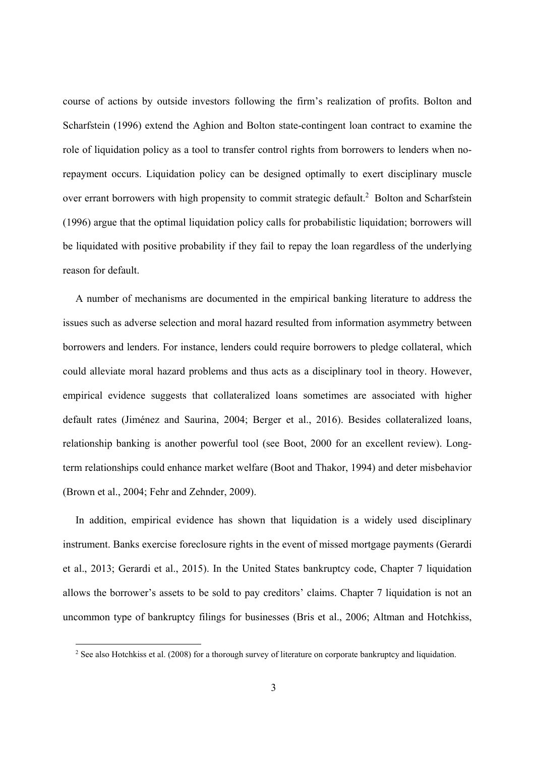course of actions by outside investors following the firm's realization of profits. Bolton and Scharfstein (1996) extend the Aghion and Bolton state-contingent loan contract to examine the role of liquidation policy as a tool to transfer control rights from borrowers to lenders when no-repayment occurs. Liquidation policy can be designed optimally to exert disciplinary muscle over errant borrowers with high propensity to commit strategic default.[2] Bolton and Scharfstein (1996) argue that the optimal liquidation policy calls for probabilistic liquidation; borrowers will be liquidated with positive probability if they fail to repay the loan regardless of the underlying reason for default.

A number of mechanisms are documented in the empirical banking literature to address the issues such as adverse selection and moral hazard resulted from information asymmetry between borrowers and lenders. For instance, lenders could require borrowers to pledge collateral, which could alleviate moral hazard problems and thus acts as a disciplinary tool in theory. However, empirical evidence suggests that collateralized loans sometimes are associated with higher default rates (Jiménez and Saurina, 2004; Berger et al., 2016). Besides collateralized loans, relationship banking is another powerful tool (see Boot, 2000 for an excellent review). Long-term relationships could enhance market welfare (Boot and Thakor, 1994) and deter misbehavior (Brown et al., 2004; Fehr and Zehnder, 2009).

In addition, empirical evidence has shown that liquidation is a widely used disciplinary instrument. Banks exercise foreclosure rights in the event of missed mortgage payments (Gerardi et al., 2013; Gerardi et al., 2015). In the United States bankruptcy code, Chapter 7 liquidation allows the borrower's assets to be sold to pay creditors' claims. Chapter 7 liquidation is not an uncommon type of bankruptcy filings for businesses (Bris et al., 2006; Altman and Hotchkiss,

[2] See also Hotchkiss et al. (2008) for a thorough survey of literature on corporate bankruptcy and liquidation.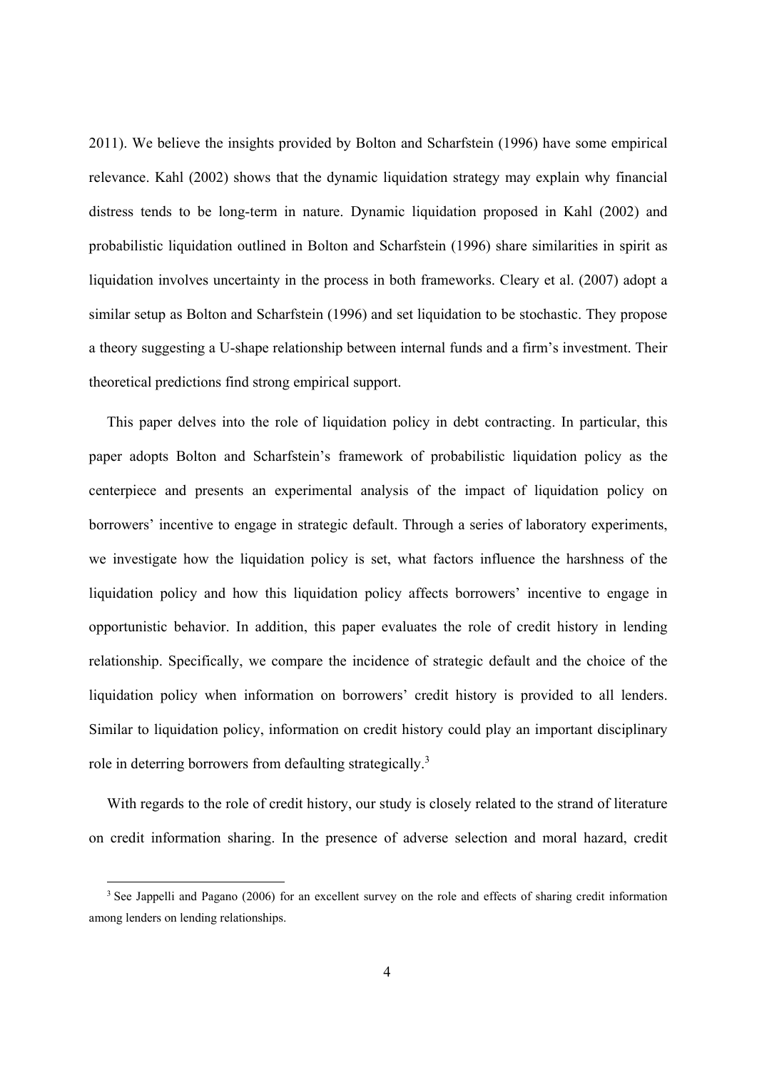2011). We believe the insights provided by Bolton and Scharfstein (1996) have some empirical relevance. Kahl (2002) shows that the dynamic liquidation strategy may explain why financial distress tends to be long-term in nature. Dynamic liquidation proposed in Kahl (2002) and probabilistic liquidation outlined in Bolton and Scharfstein (1996) share similarities in spirit as liquidation involves uncertainty in the process in both frameworks. Cleary et al. (2007) adopt a similar setup as Bolton and Scharfstein (1996) and set liquidation to be stochastic. They propose a theory suggesting a U-shape relationship between internal funds and a firm's investment. Their theoretical predictions find strong empirical support.

This paper delves into the role of liquidation policy in debt contracting. In particular, this paper adopts Bolton and Scharfstein's framework of probabilistic liquidation policy as the centerpiece and presents an experimental analysis of the impact of liquidation policy on borrowers' incentive to engage in strategic default. Through a series of laboratory experiments, we investigate how the liquidation policy is set, what factors influence the harshness of the liquidation policy and how this liquidation policy affects borrowers' incentive to engage in opportunistic behavior. In addition, this paper evaluates the role of credit history in lending relationship. Specifically, we compare the incidence of strategic default and the choice of the liquidation policy when information on borrowers' credit history is provided to all lenders. Similar to liquidation policy, information on credit history could play an important disciplinary role in deterring borrowers from defaulting strategically.[3]

With regards to the role of credit history, our study is closely related to the strand of literature on credit information sharing. In the presence of adverse selection and moral hazard, credit

[3] See Jappelli and Pagano (2006) for an excellent survey on the role and effects of sharing credit information among lenders on lending relationships.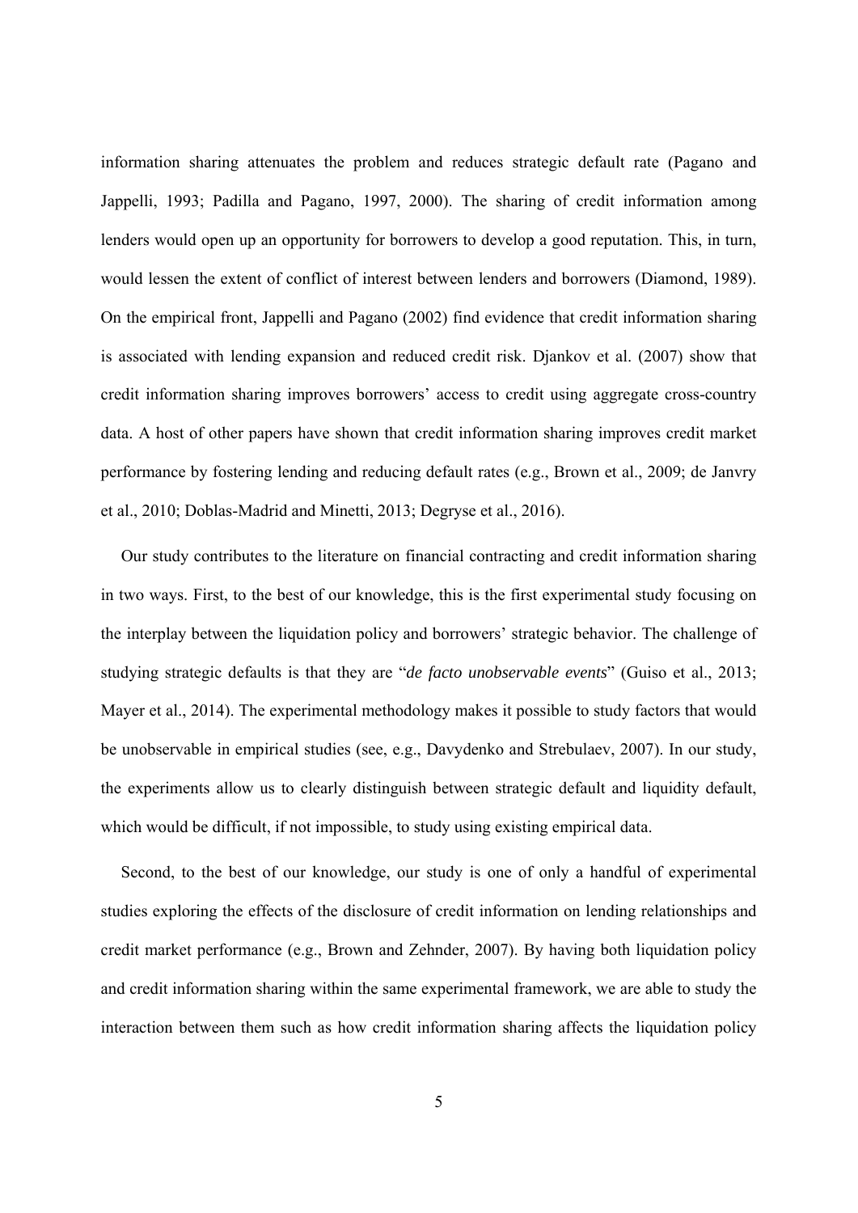information sharing attenuates the problem and reduces strategic default rate (Pagano and Jappelli, 1993; Padilla and Pagano, 1997, 2000). The sharing of credit information among lenders would open up an opportunity for borrowers to develop a good reputation. This, in turn, would lessen the extent of conflict of interest between lenders and borrowers (Diamond, 1989). On the empirical front, Jappelli and Pagano (2002) find evidence that credit information sharing is associated with lending expansion and reduced credit risk. Djankov et al. (2007) show that credit information sharing improves borrowers' access to credit using aggregate cross-country data. A host of other papers have shown that credit information sharing improves credit market performance by fostering lending and reducing default rates (e.g., Brown et al., 2009; de Janvry et al., 2010; Doblas-Madrid and Minetti, 2013; Degryse et al., 2016).

Our study contributes to the literature on financial contracting and credit information sharing in two ways. First, to the best of our knowledge, this is the first experimental study focusing on the interplay between the liquidation policy and borrowers' strategic behavior. The challenge of studying strategic defaults is that they are "*de facto unobservable events*" (Guiso et al., 2013; Mayer et al., 2014). The experimental methodology makes it possible to study factors that would be unobservable in empirical studies (see, e.g., Davydenko and Strebulaev, 2007). In our study, the experiments allow us to clearly distinguish between strategic default and liquidity default, which would be difficult, if not impossible, to study using existing empirical data.

Second, to the best of our knowledge, our study is one of only a handful of experimental studies exploring the effects of the disclosure of credit information on lending relationships and credit market performance (e.g., Brown and Zehnder, 2007). By having both liquidation policy and credit information sharing within the same experimental framework, we are able to study the interaction between them such as how credit information sharing affects the liquidation policy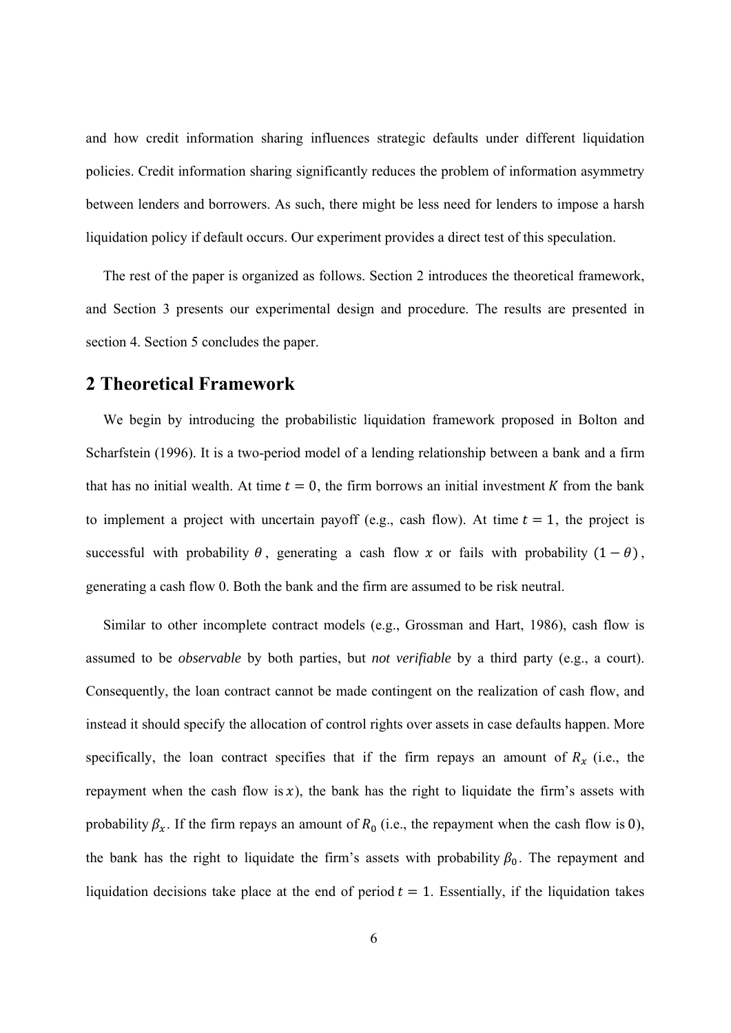and how credit information sharing influences strategic defaults under different liquidation policies. Credit information sharing significantly reduces the problem of information asymmetry between lenders and borrowers. As such, there might be less need for lenders to impose a harsh liquidation policy if default occurs. Our experiment provides a direct test of this speculation.

The rest of the paper is organized as follows. Section 2 introduces the theoretical framework, and Section 3 presents our experimental design and procedure. The results are presented in section 4. Section 5 concludes the paper.

## 2 Theoretical Framework

We begin by introducing the probabilistic liquidation framework proposed in Bolton and Scharfstein (1996). It is a two-period model of a lending relationship between a bank and a firm that has no initial wealth. At time $t = 0$, the firm borrows an initial investment $K$ from the bank to implement a project with uncertain payoff (e.g., cash flow). At time $t = 1$, the project is successful with probability $\theta$, generating a cash flow $x$ or fails with probability $(1 - \theta)$, generating a cash flow 0. Both the bank and the firm are assumed to be risk neutral.

Similar to other incomplete contract models (e.g., Grossman and Hart, 1986), cash flow is assumed to be *observable* by both parties, but *not verifiable* by a third party (e.g., a court). Consequently, the loan contract cannot be made contingent on the realization of cash flow, and instead it should specify the allocation of control rights over assets in case defaults happen. More specifically, the loan contract specifies that if the firm repays an amount of $R_x$ (i.e., the repayment when the cash flow is $x$), the bank has the right to liquidate the firm's assets with probability $\beta_x$. If the firm repays an amount of $R_0$ (i.e., the repayment when the cash flow is 0), the bank has the right to liquidate the firm's assets with probability $\beta_0$. The repayment and liquidation decisions take place at the end of period $t = 1$. Essentially, if the liquidation takes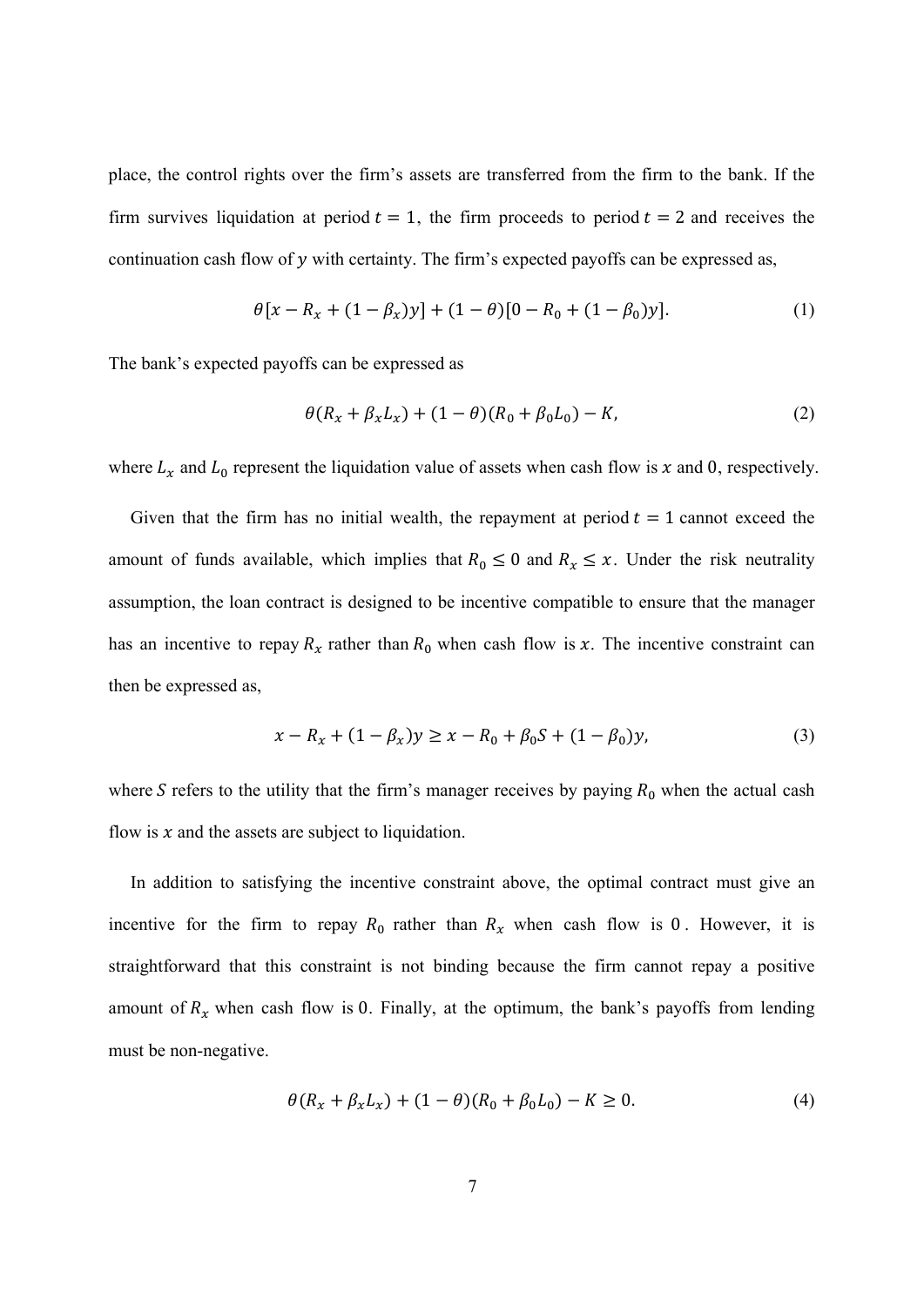place, the control rights over the firm's assets are transferred from the firm to the bank. If the firm survives liquidation at period $t = 1$, the firm proceeds to period $t = 2$ and receives the continuation cash flow of $y$ with certainty. The firm's expected payoffs can be expressed as,

$$\theta[x - R_x + (1 - \beta_x)y] + (1 - \theta)[0 - R_0 + (1 - \beta_0)y]. \quad (1)$$

The bank's expected payoffs can be expressed as

$$\theta(R_x + \beta_x L_x) + (1 - \theta)(R_0 + \beta_0 L_0) - K, \quad (2)$$

where $L_x$ and $L_0$ represent the liquidation value of assets when cash flow is $x$ and $0$, respectively.

Given that the firm has no initial wealth, the repayment at period $t = 1$ cannot exceed the amount of funds available, which implies that $R_0 \leq 0$ and $R_x \leq x$. Under the risk neutrality assumption, the loan contract is designed to be incentive compatible to ensure that the manager has an incentive to repay $R_x$ rather than $R_0$ when cash flow is $x$. The incentive constraint can then be expressed as,

$$x - R_x + (1 - \beta_x)y \geq x - R_0 + \beta_0 S + (1 - \beta_0)y, \quad (3)$$

where $S$ refers to the utility that the firm's manager receives by paying $R_0$ when the actual cash flow is $x$ and the assets are subject to liquidation.

In addition to satisfying the incentive constraint above, the optimal contract must give an incentive for the firm to repay $R_0$ rather than $R_x$ when cash flow is $0$. However, it is straightforward that this constraint is not binding because the firm cannot repay a positive amount of $R_x$ when cash flow is $0$. Finally, at the optimum, the bank's payoffs from lending must be non-negative.

$$\theta(R_x + \beta_x L_x) + (1 - \theta)(R_0 + \beta_0 L_0) - K \geq 0. \quad (4)$$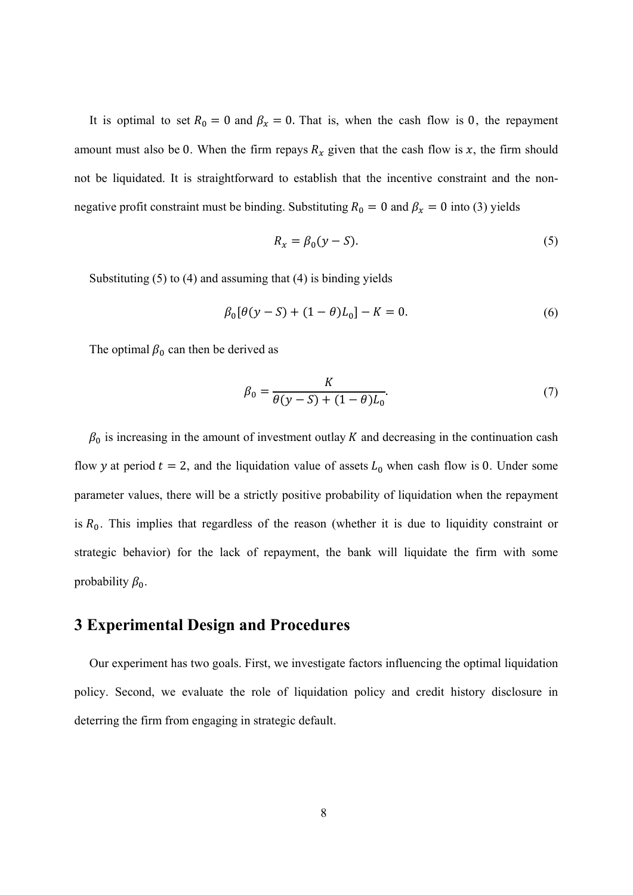It is optimal to set $R_0 = 0$ and $\beta_x = 0$. That is, when the cash flow is $0$, the repayment amount must also be $0$. When the firm repays $R_x$ given that the cash flow is $x$, the firm should not be liquidated. It is straightforward to establish that the incentive constraint and the non-negative profit constraint must be binding. Substituting $R_0 = 0$ and $\beta_x = 0$ into (3) yields

$$R_x = \beta_0(y - S). \tag{5}$$

Substituting (5) to (4) and assuming that (4) is binding yields

$$\beta_0[\theta(y - S) + (1 - \theta)L_0] - K = 0. \tag{6}$$

The optimal $\beta_0$ can then be derived as

$$\beta_0 = \frac{K}{\theta(y - S) + (1 - \theta)L_0}. \tag{7}$$

$\beta_0$ is increasing in the amount of investment outlay $K$ and decreasing in the continuation cash flow $y$ at period $t = 2$, and the liquidation value of assets $L_0$ when cash flow is $0$. Under some parameter values, there will be a strictly positive probability of liquidation when the repayment is $R_0$. This implies that regardless of the reason (whether it is due to liquidity constraint or strategic behavior) for the lack of repayment, the bank will liquidate the firm with some probability $\beta_0$.

## 3 Experimental Design and Procedures

Our experiment has two goals. First, we investigate factors influencing the optimal liquidation policy. Second, we evaluate the role of liquidation policy and credit history disclosure in deterring the firm from engaging in strategic default.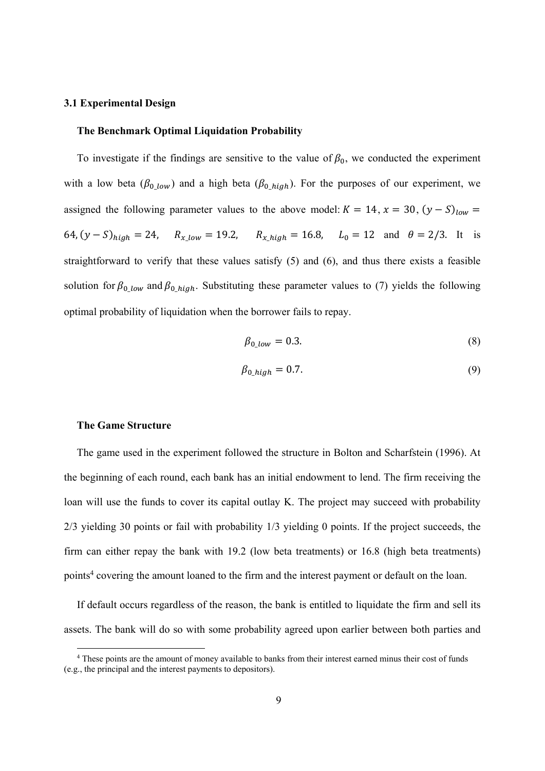### 3.1 Experimental Design

#### The Benchmark Optimal Liquidation Probability

To investigate if the findings are sensitive to the value of $\beta_0$, we conducted the experiment with a low beta ($\beta_{0\_low}$) and a high beta ($\beta_{0\_high}$). For the purposes of our experiment, we assigned the following parameter values to the above model: $K = 14$, $x = 30$, $(y - S)_{low} = 64$, $(y - S)_{high} = 24$, $R_{x\_low} = 19.2$, $R_{x\_high} = 16.8$, $L_0 = 12$ and $\theta = 2/3$. It is straightforward to verify that these values satisfy (5) and (6), and thus there exists a feasible solution for $\beta_{0\_low}$ and $\beta_{0\_high}$. Substituting these parameter values to (7) yields the following optimal probability of liquidation when the borrower fails to repay.

$$\beta_{0\_low} = 0.3. \tag{8}$$

$$\beta_{0\_high} = 0.7. \tag{9}$$

#### The Game Structure

The game used in the experiment followed the structure in Bolton and Scharfstein (1996). At the beginning of each round, each bank has an initial endowment to lend. The firm receiving the loan will use the funds to cover its capital outlay K. The project may succeed with probability 2/3 yielding 30 points or fail with probability 1/3 yielding 0 points. If the project succeeds, the firm can either repay the bank with 19.2 (low beta treatments) or 16.8 (high beta treatments) points[4] covering the amount loaned to the firm and the interest payment or default on the loan.

If default occurs regardless of the reason, the bank is entitled to liquidate the firm and sell its assets. The bank will do so with some probability agreed upon earlier between both parties and

[4] These points are the amount of money available to banks from their interest earned minus their cost of funds (e.g., the principal and the interest payments to depositors).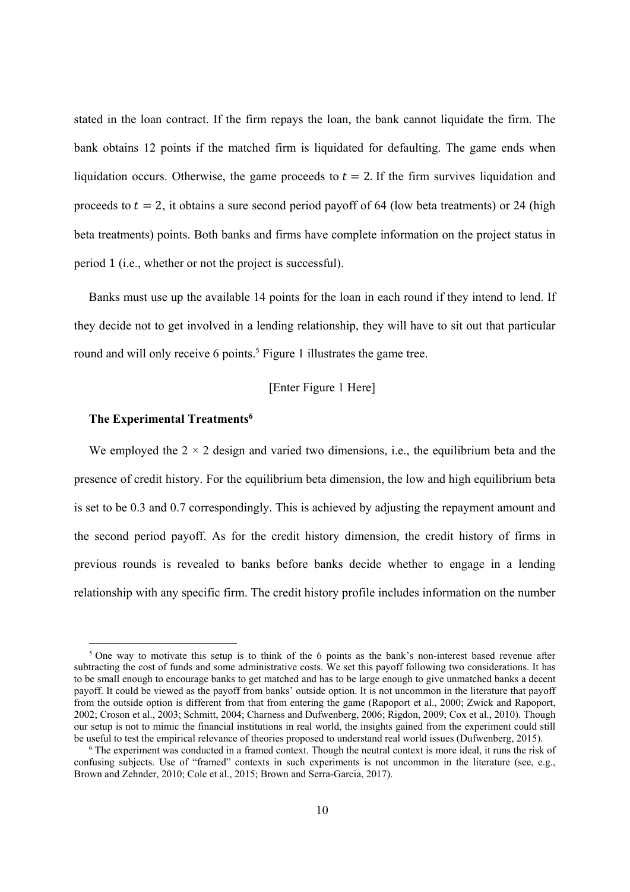stated in the loan contract. If the firm repays the loan, the bank cannot liquidate the firm. The bank obtains 12 points if the matched firm is liquidated for defaulting. The game ends when liquidation occurs. Otherwise, the game proceeds to $t = 2$. If the firm survives liquidation and proceeds to $t = 2$, it obtains a sure second period payoff of 64 (low beta treatments) or 24 (high beta treatments) points. Both banks and firms have complete information on the project status in period 1 (i.e., whether or not the project is successful).

Banks must use up the available 14 points for the loan in each round if they intend to lend. If they decide not to get involved in a lending relationship, they will have to sit out that particular round and will only receive 6 points.[5] Figure 1 illustrates the game tree.

[Enter Figure 1 Here]

**The Experimental Treatments[6]**

We employed the $2 \times 2$ design and varied two dimensions, i.e., the equilibrium beta and the presence of credit history. For the equilibrium beta dimension, the low and high equilibrium beta is set to be 0.3 and 0.7 correspondingly. This is achieved by adjusting the repayment amount and the second period payoff. As for the credit history dimension, the credit history of firms in previous rounds is revealed to banks before banks decide whether to engage in a lending relationship with any specific firm. The credit history profile includes information on the number

[5] One way to motivate this setup is to think of the 6 points as the bank's non-interest based revenue after subtracting the cost of funds and some administrative costs. We set this payoff following two considerations. It has to be small enough to encourage banks to get matched and has to be large enough to give unmatched banks a decent payoff. It could be viewed as the payoff from banks' outside option. It is not uncommon in the literature that payoff from the outside option is different from that from entering the game (Rapoport et al., 2000; Zwick and Rapoport, 2002; Croson et al., 2003; Schmitt, 2004; Charness and Dufwenberg, 2006; Rigdon, 2009; Cox et al., 2010). Though our setup is not to mimic the financial institutions in real world, the insights gained from the experiment could still be useful to test the empirical relevance of theories proposed to understand real world issues (Dufwenberg, 2015).

[6] The experiment was conducted in a framed context. Though the neutral context is more ideal, it runs the risk of confusing subjects. Use of "framed" contexts in such experiments is not uncommon in the literature (see, e.g., Brown and Zehnder, 2010; Cole et al., 2015; Brown and Serra-Garcia, 2017).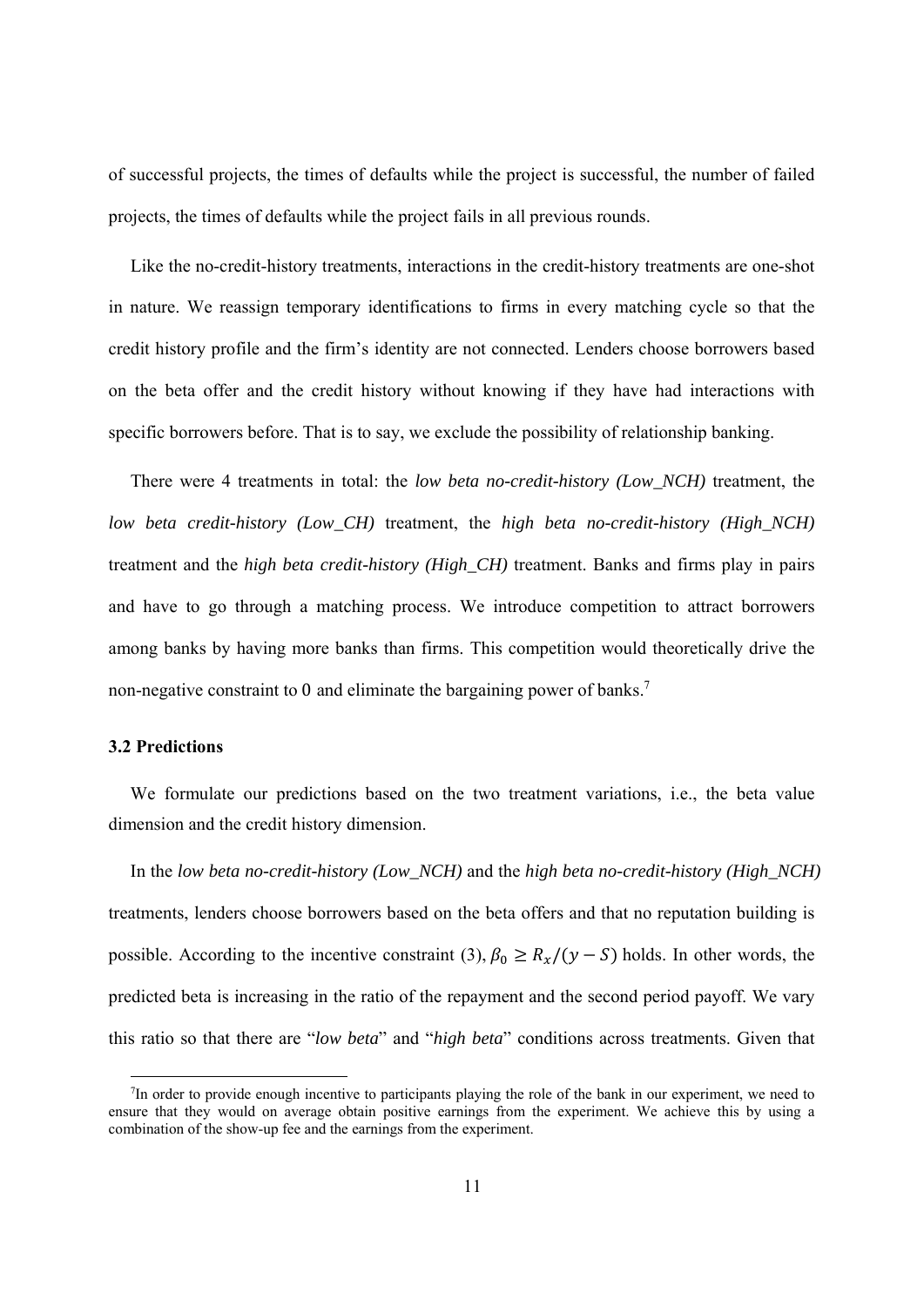of successful projects, the times of defaults while the project is successful, the number of failed projects, the times of defaults while the project fails in all previous rounds.

Like the no-credit-history treatments, interactions in the credit-history treatments are one-shot in nature. We reassign temporary identifications to firms in every matching cycle so that the credit history profile and the firm's identity are not connected. Lenders choose borrowers based on the beta offer and the credit history without knowing if they have had interactions with specific borrowers before. That is to say, we exclude the possibility of relationship banking.

There were 4 treatments in total: the *low beta no-credit-history (Low_NCH)* treatment, the *low beta credit-history (Low_CH)* treatment, the *high beta no-credit-history (High_NCH)* treatment and the *high beta credit-history (High_CH)* treatment. Banks and firms play in pairs and have to go through a matching process. We introduce competition to attract borrowers among banks by having more banks than firms. This competition would theoretically drive the non-negative constraint to 0 and eliminate the bargaining power of banks.[7]

### 3.2 Predictions

We formulate our predictions based on the two treatment variations, i.e., the beta value dimension and the credit history dimension.

In the *low beta no-credit-history (Low_NCH)* and the *high beta no-credit-history (High_NCH)* treatments, lenders choose borrowers based on the beta offers and that no reputation building is possible. According to the incentive constraint (3), $\beta_0 \geq R_x/(y-S)$ holds. In other words, the predicted beta is increasing in the ratio of the repayment and the second period payoff. We vary this ratio so that there are "*low beta*" and "*high beta*" conditions across treatments. Given that

[7]In order to provide enough incentive to participants playing the role of the bank in our experiment, we need to ensure that they would on average obtain positive earnings from the experiment. We achieve this by using a combination of the show-up fee and the earnings from the experiment.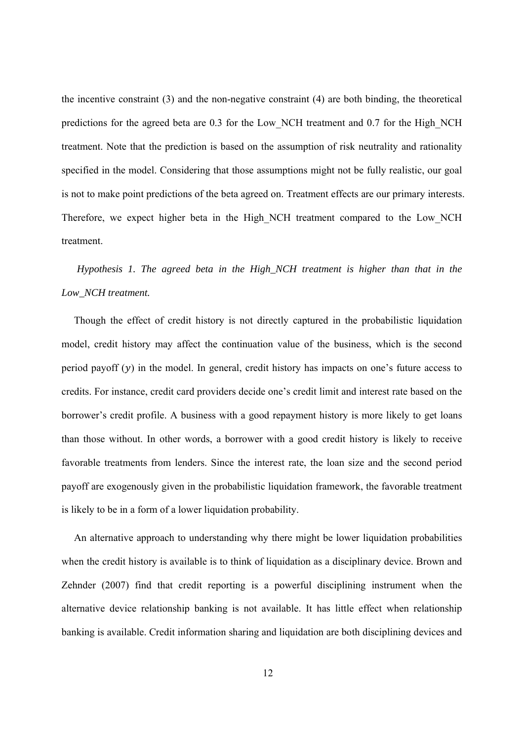the incentive constraint (3) and the non-negative constraint (4) are both binding, the theoretical predictions for the agreed beta are 0.3 for the Low_NCH treatment and 0.7 for the High_NCH treatment. Note that the prediction is based on the assumption of risk neutrality and rationality specified in the model. Considering that those assumptions might not be fully realistic, our goal is not to make point predictions of the beta agreed on. Treatment effects are our primary interests. Therefore, we expect higher beta in the High_NCH treatment compared to the Low_NCH treatment.

*Hypothesis 1. The agreed beta in the High_NCH treatment is higher than that in the Low_NCH treatment.*

Though the effect of credit history is not directly captured in the probabilistic liquidation model, credit history may affect the continuation value of the business, which is the second period payoff ($y$) in the model. In general, credit history has impacts on one's future access to credits. For instance, credit card providers decide one's credit limit and interest rate based on the borrower's credit profile. A business with a good repayment history is more likely to get loans than those without. In other words, a borrower with a good credit history is likely to receive favorable treatments from lenders. Since the interest rate, the loan size and the second period payoff are exogenously given in the probabilistic liquidation framework, the favorable treatment is likely to be in a form of a lower liquidation probability.

An alternative approach to understanding why there might be lower liquidation probabilities when the credit history is available is to think of liquidation as a disciplinary device. Brown and Zehnder (2007) find that credit reporting is a powerful disciplining instrument when the alternative device relationship banking is not available. It has little effect when relationship banking is available. Credit information sharing and liquidation are both disciplining devices and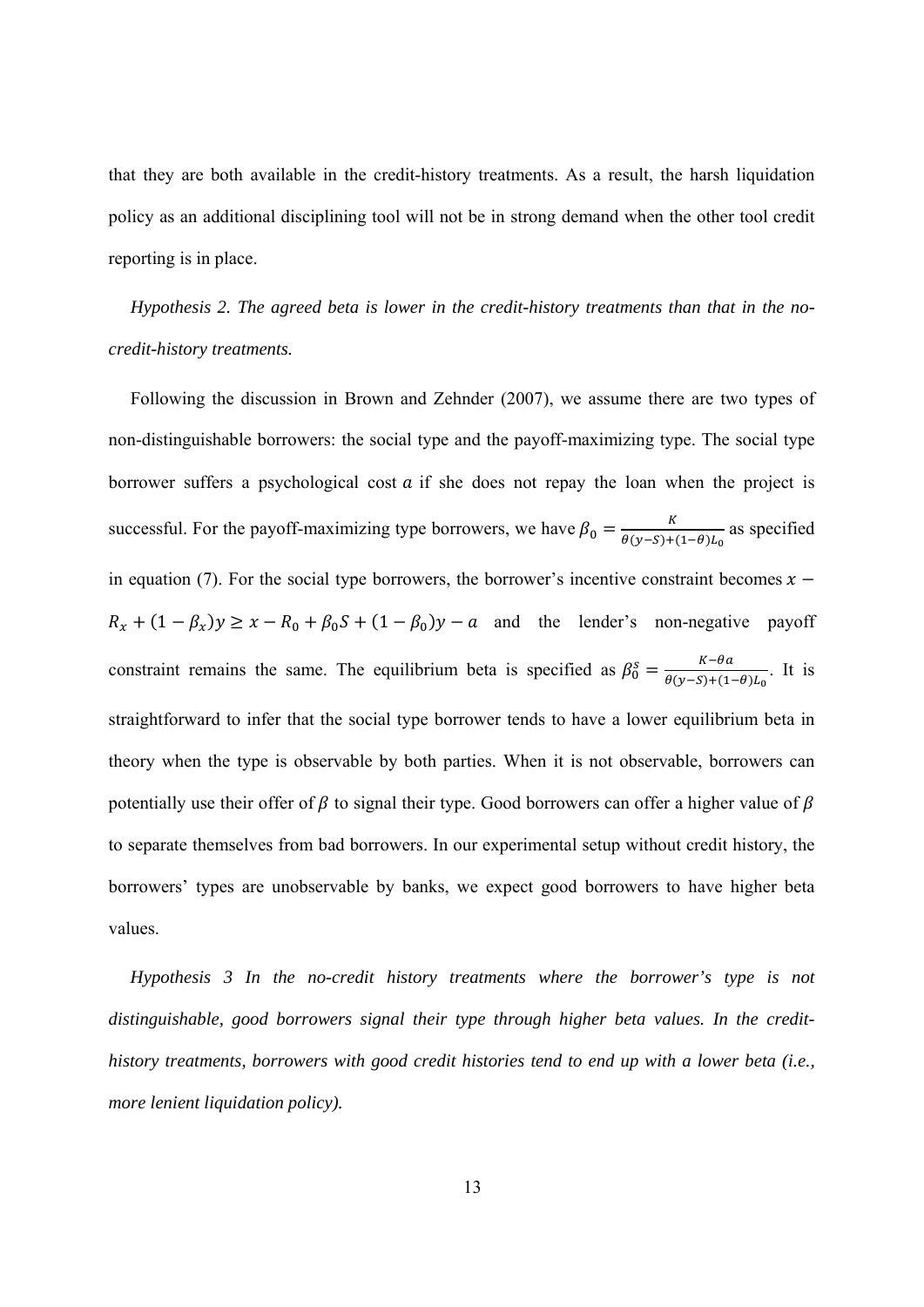that they are both available in the credit-history treatments. As a result, the harsh liquidation policy as an additional disciplining tool will not be in strong demand when the other tool credit reporting is in place.

*Hypothesis 2. The agreed beta is lower in the credit-history treatments than that in the no-credit-history treatments.*

Following the discussion in Brown and Zehnder (2007), we assume there are two types of non-distinguishable borrowers: the social type and the payoff-maximizing type. The social type borrower suffers a psychological cost $a$ if she does not repay the loan when the project is successful. For the payoff-maximizing type borrowers, we have $\beta_0 = \frac{K}{\theta(y-S)+(1-\theta)L_0}$ as specified in equation (7). For the social type borrowers, the borrower's incentive constraint becomes $x - R_x + (1-\beta_x)y \geq x - R_0 + \beta_0 S + (1-\beta_0)y - a$ and the lender's non-negative payoff constraint remains the same. The equilibrium beta is specified as $\beta_0^s = \frac{K-\theta a}{\theta(y-S)+(1-\theta)L_0}$. It is straightforward to infer that the social type borrower tends to have a lower equilibrium beta in theory when the type is observable by both parties. When it is not observable, borrowers can potentially use their offer of $\beta$ to signal their type. Good borrowers can offer a higher value of $\beta$ to separate themselves from bad borrowers. In our experimental setup without credit history, the borrowers' types are unobservable by banks, we expect good borrowers to have higher beta values.

*Hypothesis 3 In the no-credit history treatments where the borrower's type is not distinguishable, good borrowers signal their type through higher beta values. In the credit-history treatments, borrowers with good credit histories tend to end up with a lower beta (i.e., more lenient liquidation policy).*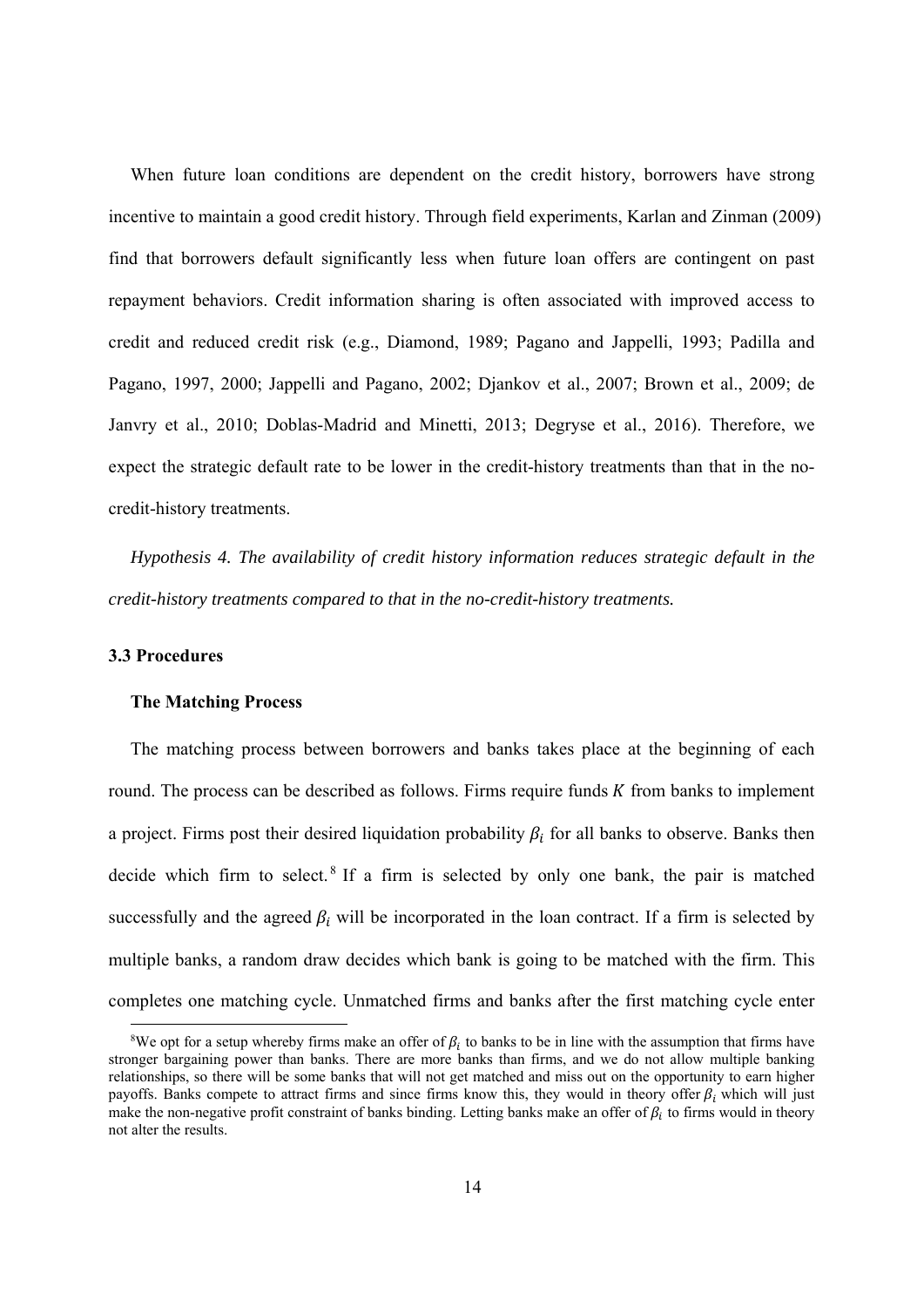When future loan conditions are dependent on the credit history, borrowers have strong incentive to maintain a good credit history. Through field experiments, Karlan and Zinman (2009) find that borrowers default significantly less when future loan offers are contingent on past repayment behaviors. Credit information sharing is often associated with improved access to credit and reduced credit risk (e.g., Diamond, 1989; Pagano and Jappelli, 1993; Padilla and Pagano, 1997, 2000; Jappelli and Pagano, 2002; Djankov et al., 2007; Brown et al., 2009; de Janvry et al., 2010; Doblas-Madrid and Minetti, 2013; Degryse et al., 2016). Therefore, we expect the strategic default rate to be lower in the credit-history treatments than that in the no-credit-history treatments.

*Hypothesis 4. The availability of credit history information reduces strategic default in the credit-history treatments compared to that in the no-credit-history treatments.*

### 3.3 Procedures

#### The Matching Process

The matching process between borrowers and banks takes place at the beginning of each round. The process can be described as follows. Firms require funds $K$ from banks to implement a project. Firms post their desired liquidation probability $\beta_i$ for all banks to observe. Banks then decide which firm to select.[8] If a firm is selected by only one bank, the pair is matched successfully and the agreed $\beta_i$ will be incorporated in the loan contract. If a firm is selected by multiple banks, a random draw decides which bank is going to be matched with the firm. This completes one matching cycle. Unmatched firms and banks after the first matching cycle enter

[8] We opt for a setup whereby firms make an offer of $\beta_i$ to banks to be in line with the assumption that firms have stronger bargaining power than banks. There are more banks than firms, and we do not allow multiple banking relationships, so there will be some banks that will not get matched and miss out on the opportunity to earn higher payoffs. Banks compete to attract firms and since firms know this, they would in theory offer $\beta_i$ which will just make the non-negative profit constraint of banks binding. Letting banks make an offer of $\beta_i$ to firms would in theory not alter the results.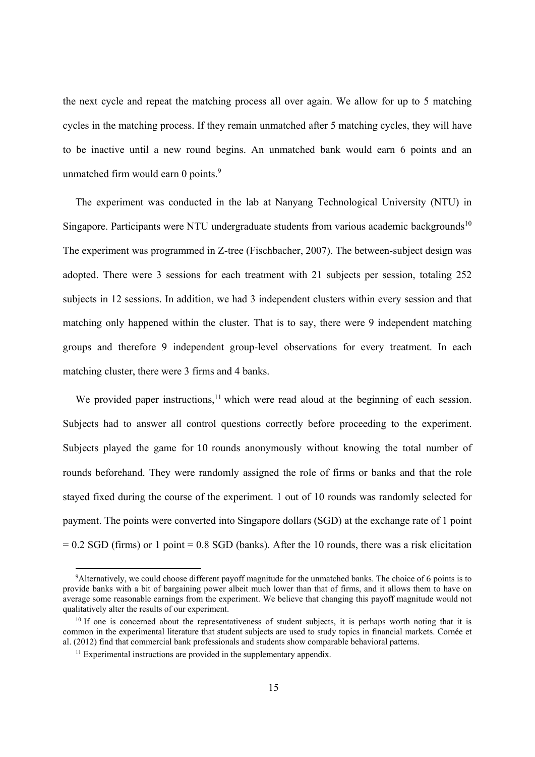the next cycle and repeat the matching process all over again. We allow for up to 5 matching cycles in the matching process. If they remain unmatched after 5 matching cycles, they will have to be inactive until a new round begins. An unmatched bank would earn 6 points and an unmatched firm would earn 0 points.[9]

The experiment was conducted in the lab at Nanyang Technological University (NTU) in Singapore. Participants were NTU undergraduate students from various academic backgrounds[10] The experiment was programmed in Z-tree (Fischbacher, 2007). The between-subject design was adopted. There were 3 sessions for each treatment with 21 subjects per session, totaling 252 subjects in 12 sessions. In addition, we had 3 independent clusters within every session and that matching only happened within the cluster. That is to say, there were 9 independent matching groups and therefore 9 independent group-level observations for every treatment. In each matching cluster, there were 3 firms and 4 banks.

We provided paper instructions,[11] which were read aloud at the beginning of each session. Subjects had to answer all control questions correctly before proceeding to the experiment. Subjects played the game for 10 rounds anonymously without knowing the total number of rounds beforehand. They were randomly assigned the role of firms or banks and that the role stayed fixed during the course of the experiment. 1 out of 10 rounds was randomly selected for payment. The points were converted into Singapore dollars (SGD) at the exchange rate of 1 point = 0.2 SGD (firms) or 1 point = 0.8 SGD (banks). After the 10 rounds, there was a risk elicitation

[9] Alternatively, we could choose different payoff magnitude for the unmatched banks. The choice of 6 points is to provide banks with a bit of bargaining power albeit much lower than that of firms, and it allows them to have on average some reasonable earnings from the experiment. We believe that changing this payoff magnitude would not qualitatively alter the results of our experiment.

[10] If one is concerned about the representativeness of student subjects, it is perhaps worth noting that it is common in the experimental literature that student subjects are used to study topics in financial markets. Cornée et al. (2012) find that commercial bank professionals and students show comparable behavioral patterns.

[11] Experimental instructions are provided in the supplementary appendix.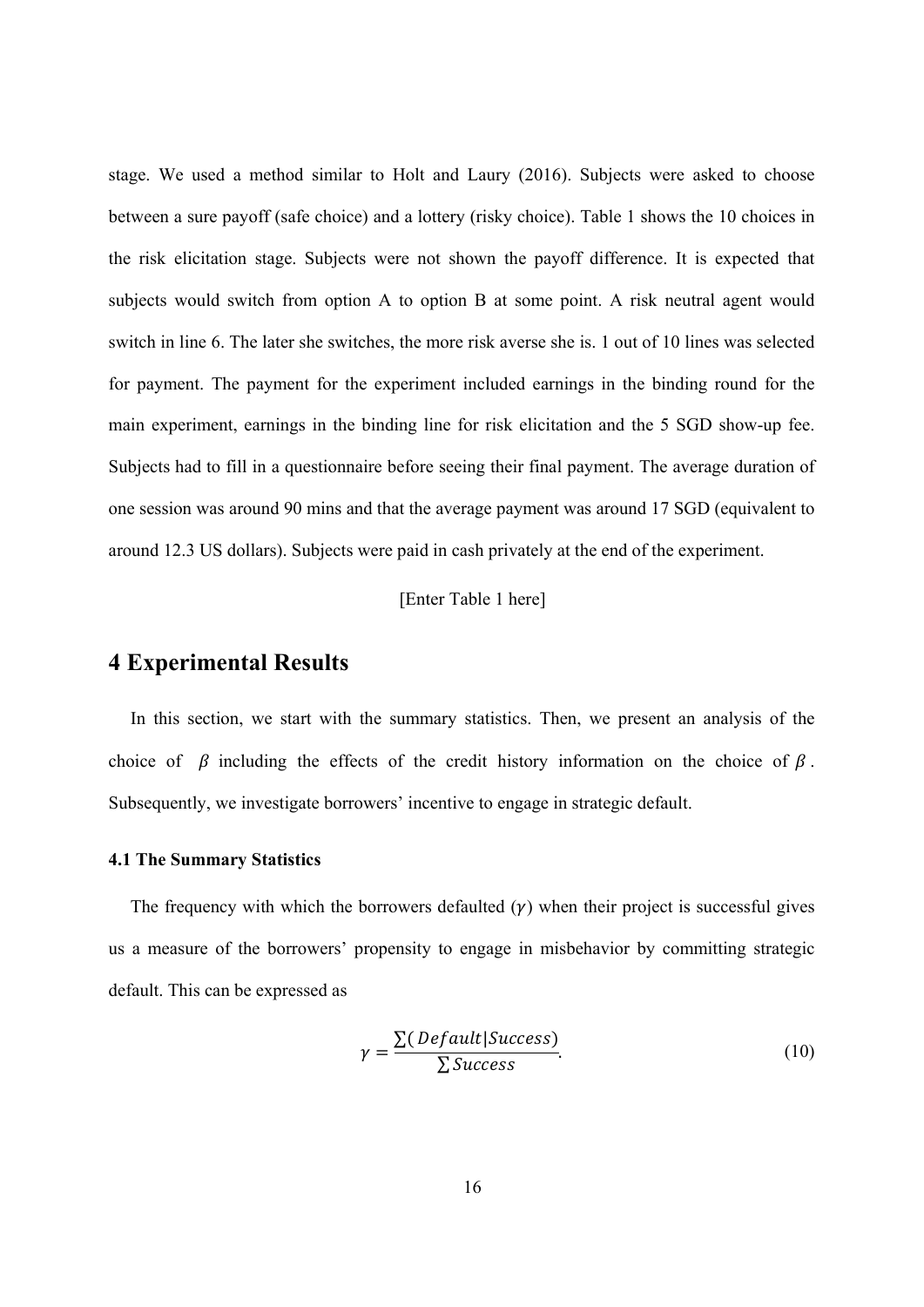stage. We used a method similar to Holt and Laury (2016). Subjects were asked to choose between a sure payoff (safe choice) and a lottery (risky choice). Table 1 shows the 10 choices in the risk elicitation stage. Subjects were not shown the payoff difference. It is expected that subjects would switch from option A to option B at some point. A risk neutral agent would switch in line 6. The later she switches, the more risk averse she is. 1 out of 10 lines was selected for payment. The payment for the experiment included earnings in the binding round for the main experiment, earnings in the binding line for risk elicitation and the 5 SGD show-up fee. Subjects had to fill in a questionnaire before seeing their final payment. The average duration of one session was around 90 mins and that the average payment was around 17 SGD (equivalent to around 12.3 US dollars). Subjects were paid in cash privately at the end of the experiment.

[Enter Table 1 here]

# 4 Experimental Results

In this section, we start with the summary statistics. Then, we present an analysis of the choice of $\beta$ including the effects of the credit history information on the choice of $\beta$. Subsequently, we investigate borrowers' incentive to engage in strategic default.

### 4.1 The Summary Statistics

The frequency with which the borrowers defaulted ($\gamma$) when their project is successful gives us a measure of the borrowers' propensity to engage in misbehavior by committing strategic default. This can be expressed as

$$\gamma = \frac{\sum(Default|Success)}{\sum Success}. \tag{10}$$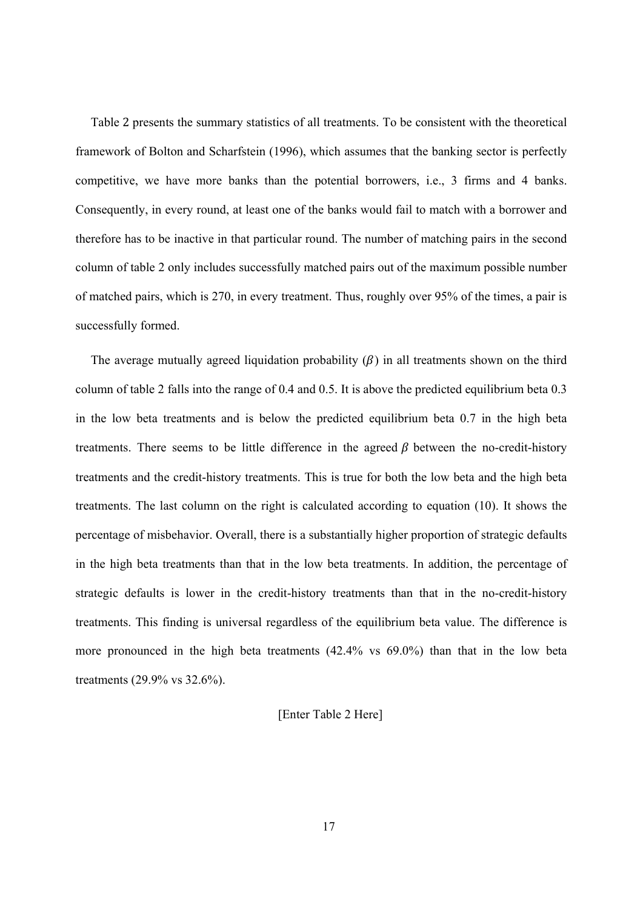Table 2 presents the summary statistics of all treatments. To be consistent with the theoretical framework of Bolton and Scharfstein (1996), which assumes that the banking sector is perfectly competitive, we have more banks than the potential borrowers, i.e., 3 firms and 4 banks. Consequently, in every round, at least one of the banks would fail to match with a borrower and therefore has to be inactive in that particular round. The number of matching pairs in the second column of table 2 only includes successfully matched pairs out of the maximum possible number of matched pairs, which is 270, in every treatment. Thus, roughly over 95% of the times, a pair is successfully formed.

The average mutually agreed liquidation probability ($\beta$) in all treatments shown on the third column of table 2 falls into the range of 0.4 and 0.5. It is above the predicted equilibrium beta 0.3 in the low beta treatments and is below the predicted equilibrium beta 0.7 in the high beta treatments. There seems to be little difference in the agreed $\beta$ between the no-credit-history treatments and the credit-history treatments. This is true for both the low beta and the high beta treatments. The last column on the right is calculated according to equation (10). It shows the percentage of misbehavior. Overall, there is a substantially higher proportion of strategic defaults in the high beta treatments than that in the low beta treatments. In addition, the percentage of strategic defaults is lower in the credit-history treatments than that in the no-credit-history treatments. This finding is universal regardless of the equilibrium beta value. The difference is more pronounced in the high beta treatments (42.4% vs 69.0%) than that in the low beta treatments (29.9% vs 32.6%).

[Enter Table 2 Here]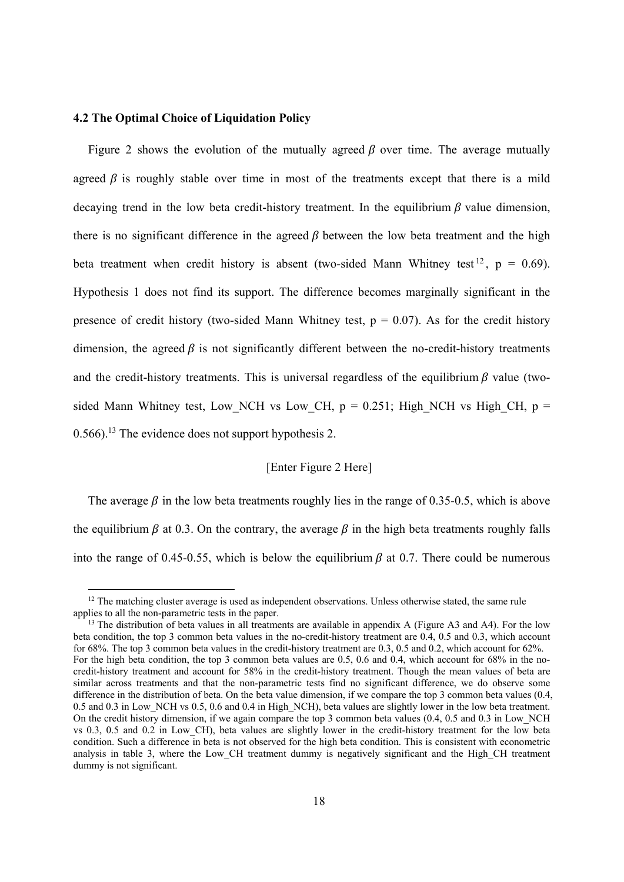### 4.2 The Optimal Choice of Liquidation Policy

Figure 2 shows the evolution of the mutually agreed $\beta$ over time. The average mutually agreed $\beta$ is roughly stable over time in most of the treatments except that there is a mild decaying trend in the low beta credit-history treatment. In the equilibrium $\beta$ value dimension, there is no significant difference in the agreed $\beta$ between the low beta treatment and the high beta treatment when credit history is absent (two-sided Mann Whitney test[12], $p = 0.69$). Hypothesis 1 does not find its support. The difference becomes marginally significant in the presence of credit history (two-sided Mann Whitney test, $p = 0.07$). As for the credit history dimension, the agreed $\beta$ is not significantly different between the no-credit-history treatments and the credit-history treatments. This is universal regardless of the equilibrium $\beta$ value (two-sided Mann Whitney test, Low_NCH vs Low_CH, $p = 0.251$; High_NCH vs High_CH, $p = 0.566$).[13] The evidence does not support hypothesis 2.

[Enter Figure 2 Here]

The average $\beta$ in the low beta treatments roughly lies in the range of 0.35-0.5, which is above the equilibrium $\beta$ at 0.3. On the contrary, the average $\beta$ in the high beta treatments roughly falls into the range of 0.45-0.55, which is below the equilibrium $\beta$ at 0.7. There could be numerous

[12] The matching cluster average is used as independent observations. Unless otherwise stated, the same rule applies to all the non-parametric tests in the paper.

[13] The distribution of beta values in all treatments are available in appendix A (Figure A3 and A4). For the low beta condition, the top 3 common beta values in the no-credit-history treatment are 0.4, 0.5 and 0.3, which account for 68%. The top 3 common beta values in the credit-history treatment are 0.3, 0.5 and 0.2, which account for 62%. For the high beta condition, the top 3 common beta values are 0.5, 0.6 and 0.4, which account for 68% in the no-credit-history treatment and account for 58% in the credit-history treatment. Though the mean values of beta are similar across treatments and that the non-parametric tests find no significant difference, we do observe some difference in the distribution of beta. On the beta value dimension, if we compare the top 3 common beta values (0.4, 0.5 and 0.3 in Low_NCH vs 0.5, 0.6 and 0.4 in High_NCH), beta values are slightly lower in the low beta treatment. On the credit history dimension, if we again compare the top 3 common beta values (0.4, 0.5 and 0.3 in Low_NCH vs 0.3, 0.5 and 0.2 in Low_CH), beta values are slightly lower in the credit-history treatment for the low beta condition. Such a difference in beta is not observed for the high beta condition. This is consistent with econometric analysis in table 3, where the Low_CH treatment dummy is negatively significant and the High_CH treatment dummy is not significant.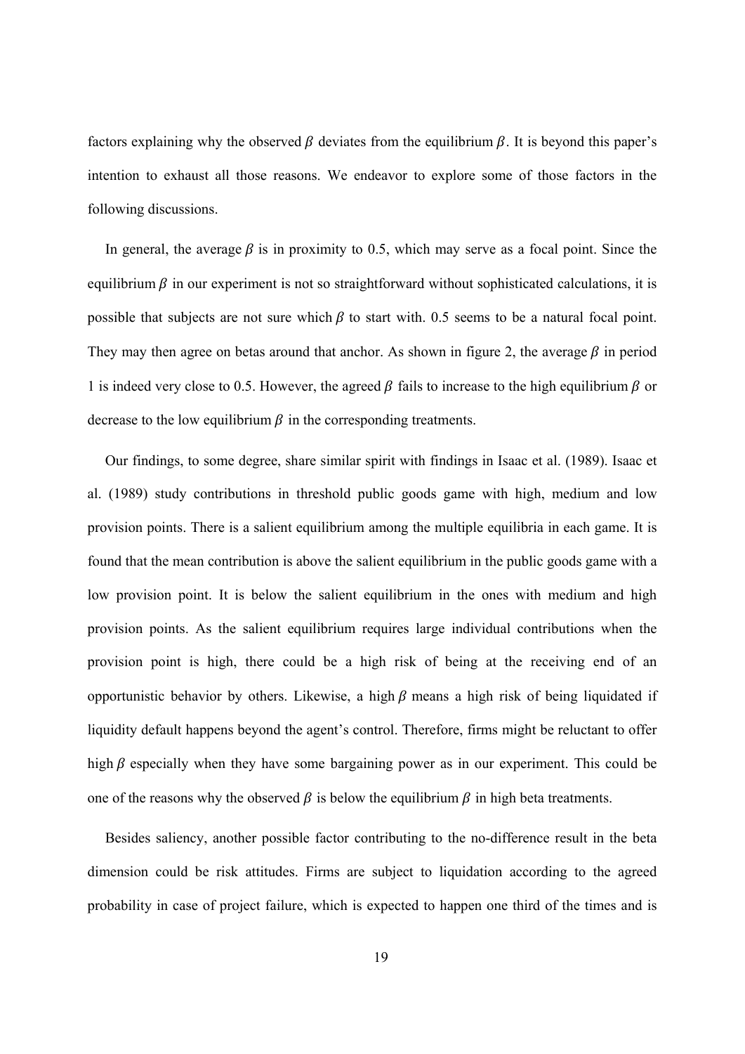factors explaining why the observed $\beta$ deviates from the equilibrium $\beta$. It is beyond this paper's intention to exhaust all those reasons. We endeavor to explore some of those factors in the following discussions.

In general, the average $\beta$ is in proximity to 0.5, which may serve as a focal point. Since the equilibrium $\beta$ in our experiment is not so straightforward without sophisticated calculations, it is possible that subjects are not sure which $\beta$ to start with. 0.5 seems to be a natural focal point. They may then agree on betas around that anchor. As shown in figure 2, the average $\beta$ in period 1 is indeed very close to 0.5. However, the agreed $\beta$ fails to increase to the high equilibrium $\beta$ or decrease to the low equilibrium $\beta$ in the corresponding treatments.

Our findings, to some degree, share similar spirit with findings in Isaac et al. (1989). Isaac et al. (1989) study contributions in threshold public goods game with high, medium and low provision points. There is a salient equilibrium among the multiple equilibria in each game. It is found that the mean contribution is above the salient equilibrium in the public goods game with a low provision point. It is below the salient equilibrium in the ones with medium and high provision points. As the salient equilibrium requires large individual contributions when the provision point is high, there could be a high risk of being at the receiving end of an opportunistic behavior by others. Likewise, a high $\beta$ means a high risk of being liquidated if liquidity default happens beyond the agent's control. Therefore, firms might be reluctant to offer high $\beta$ especially when they have some bargaining power as in our experiment. This could be one of the reasons why the observed $\beta$ is below the equilibrium $\beta$ in high beta treatments.

Besides saliency, another possible factor contributing to the no-difference result in the beta dimension could be risk attitudes. Firms are subject to liquidation according to the agreed probability in case of project failure, which is expected to happen one third of the times and is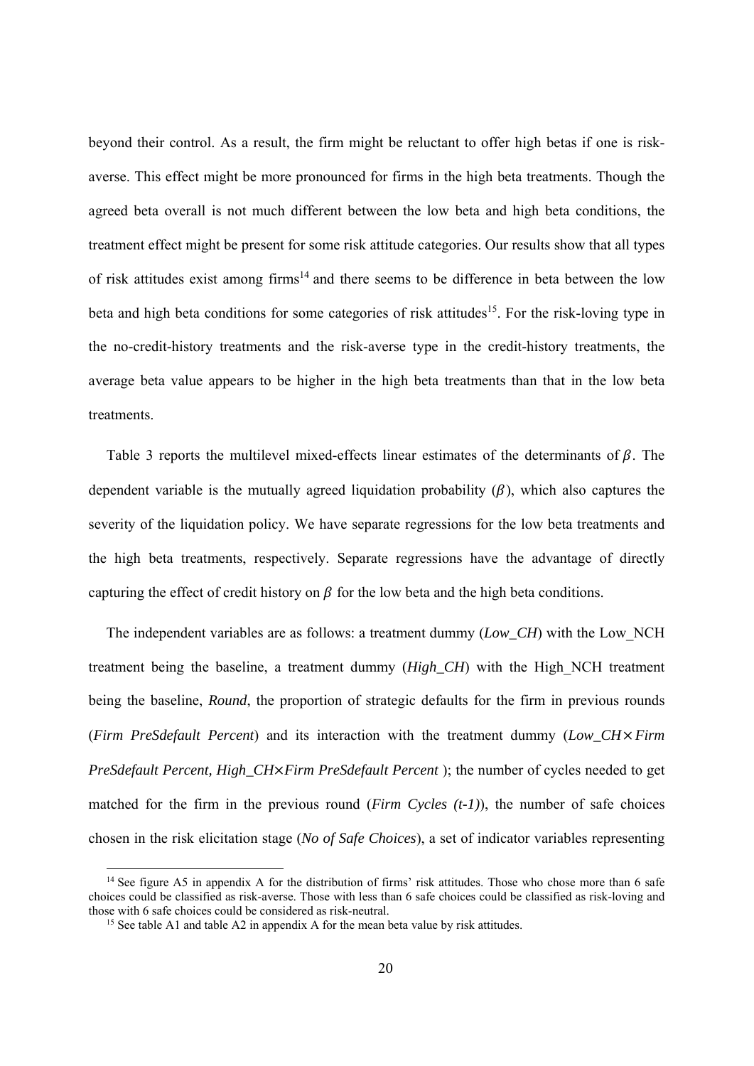beyond their control. As a result, the firm might be reluctant to offer high betas if one is risk-averse. This effect might be more pronounced for firms in the high beta treatments. Though the agreed beta overall is not much different between the low beta and high beta conditions, the treatment effect might be present for some risk attitude categories. Our results show that all types of risk attitudes exist among firms[14] and there seems to be difference in beta between the low beta and high beta conditions for some categories of risk attitudes[15]. For the risk-loving type in the no-credit-history treatments and the risk-averse type in the credit-history treatments, the average beta value appears to be higher in the high beta treatments than that in the low beta treatments.

Table 3 reports the multilevel mixed-effects linear estimates of the determinants of $\beta$. The dependent variable is the mutually agreed liquidation probability ($\beta$), which also captures the severity of the liquidation policy. We have separate regressions for the low beta treatments and the high beta treatments, respectively. Separate regressions have the advantage of directly capturing the effect of credit history on $\beta$ for the low beta and the high beta conditions.

The independent variables are as follows: a treatment dummy (*Low_CH*) with the Low_NCH treatment being the baseline, a treatment dummy (*High_CH*) with the High_NCH treatment being the baseline, *Round*, the proportion of strategic defaults for the firm in previous rounds (*Firm PreSdefault Percent*) and its interaction with the treatment dummy (*Low_CH*$\times$*Firm PreSdefault Percent, High_CH*$\times$*Firm PreSdefault Percent* ); the number of cycles needed to get matched for the firm in the previous round (*Firm Cycles (t-1)*), the number of safe choices chosen in the risk elicitation stage (*No of Safe Choices*), a set of indicator variables representing

[14] See figure A5 in appendix A for the distribution of firms' risk attitudes. Those who chose more than 6 safe choices could be classified as risk-averse. Those with less than 6 safe choices could be classified as risk-loving and those with 6 safe choices could be considered as risk-neutral.

[15] See table A1 and table A2 in appendix A for the mean beta value by risk attitudes.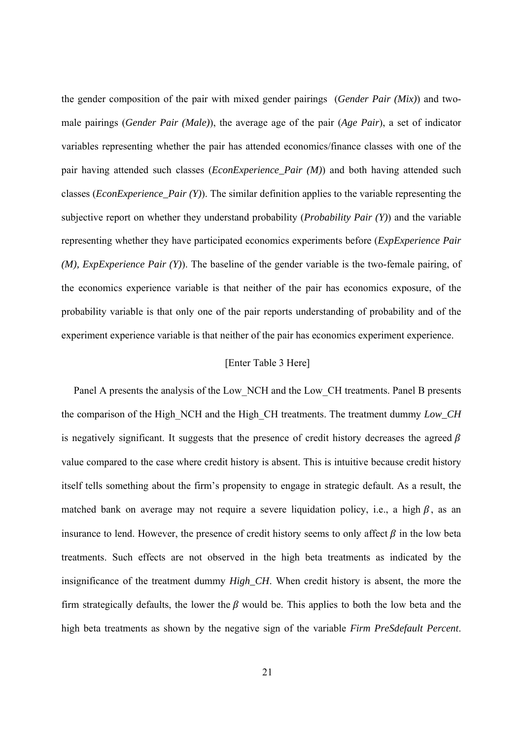the gender composition of the pair with mixed gender pairings (*Gender Pair (Mix)*) and two-male pairings (*Gender Pair (Male)*), the average age of the pair (*Age Pair*), a set of indicator variables representing whether the pair has attended economics/finance classes with one of the pair having attended such classes (*EconExperience_Pair (M)*) and both having attended such classes (*EconExperience_Pair (Y)*). The similar definition applies to the variable representing the subjective report on whether they understand probability (*Probability Pair (Y)*) and the variable representing whether they have participated economics experiments before (*ExpExperience Pair (M), ExpExperience Pair (Y)*). The baseline of the gender variable is the two-female pairing, of the economics experience variable is that neither of the pair has economics exposure, of the probability variable is that only one of the pair reports understanding of probability and of the experiment experience variable is that neither of the pair has economics experiment experience.

[Enter Table 3 Here]

Panel A presents the analysis of the Low_NCH and the Low_CH treatments. Panel B presents the comparison of the High_NCH and the High_CH treatments. The treatment dummy *Low_CH* is negatively significant. It suggests that the presence of credit history decreases the agreed $\beta$ value compared to the case where credit history is absent. This is intuitive because credit history itself tells something about the firm's propensity to engage in strategic default. As a result, the matched bank on average may not require a severe liquidation policy, i.e., a high $\beta$, as an insurance to lend. However, the presence of credit history seems to only affect $\beta$ in the low beta treatments. Such effects are not observed in the high beta treatments as indicated by the insignificance of the treatment dummy *High_CH*. When credit history is absent, the more the firm strategically defaults, the lower the $\beta$ would be. This applies to both the low beta and the high beta treatments as shown by the negative sign of the variable *Firm PreSdefault Percent*.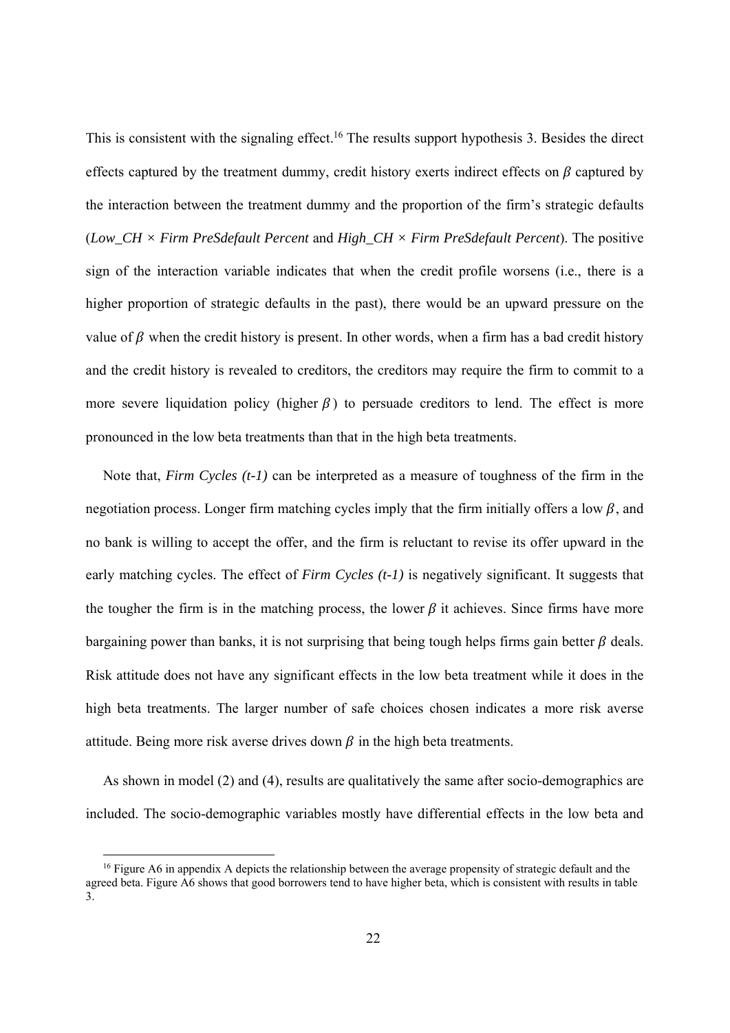This is consistent with the signaling effect.[16] The results support hypothesis 3. Besides the direct effects captured by the treatment dummy, credit history exerts indirect effects on $\beta$ captured by the interaction between the treatment dummy and the proportion of the firm's strategic defaults (*Low_CH × Firm PreSdefault Percent* and *High_CH × Firm PreSdefault Percent*). The positive sign of the interaction variable indicates that when the credit profile worsens (i.e., there is a higher proportion of strategic defaults in the past), there would be an upward pressure on the value of $\beta$ when the credit history is present. In other words, when a firm has a bad credit history and the credit history is revealed to creditors, the creditors may require the firm to commit to a more severe liquidation policy (higher $\beta$) to persuade creditors to lend. The effect is more pronounced in the low beta treatments than that in the high beta treatments.

Note that, *Firm Cycles (t-1)* can be interpreted as a measure of toughness of the firm in the negotiation process. Longer firm matching cycles imply that the firm initially offers a low $\beta$, and no bank is willing to accept the offer, and the firm is reluctant to revise its offer upward in the early matching cycles. The effect of *Firm Cycles (t-1)* is negatively significant. It suggests that the tougher the firm is in the matching process, the lower $\beta$ it achieves. Since firms have more bargaining power than banks, it is not surprising that being tough helps firms gain better $\beta$ deals. Risk attitude does not have any significant effects in the low beta treatment while it does in the high beta treatments. The larger number of safe choices chosen indicates a more risk averse attitude. Being more risk averse drives down $\beta$ in the high beta treatments.

As shown in model (2) and (4), results are qualitatively the same after socio-demographics are included. The socio-demographic variables mostly have differential effects in the low beta and

[16] Figure A6 in appendix A depicts the relationship between the average propensity of strategic default and the agreed beta. Figure A6 shows that good borrowers tend to have higher beta, which is consistent with results in table 3.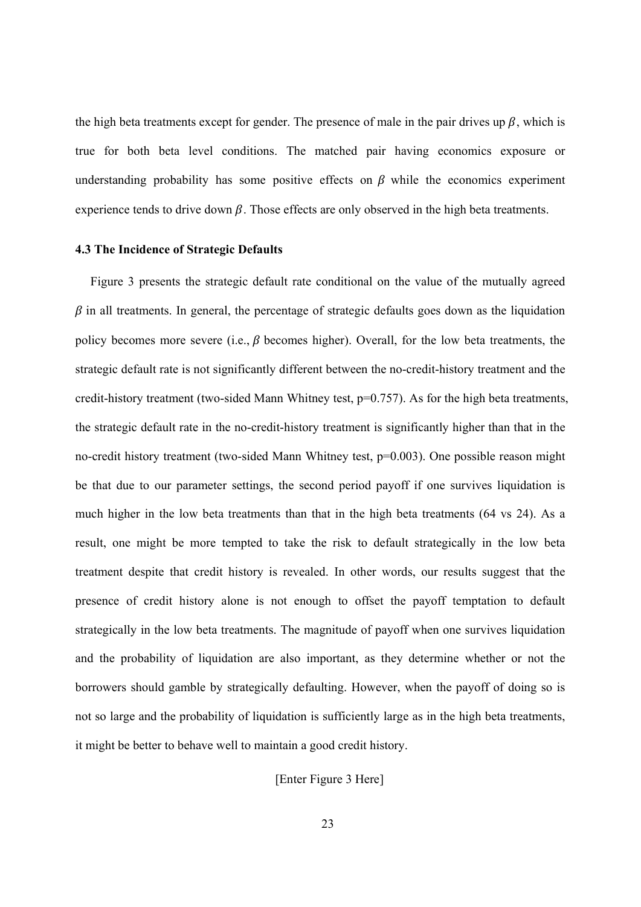the high beta treatments except for gender. The presence of male in the pair drives up $\beta$, which is true for both beta level conditions. The matched pair having economics exposure or understanding probability has some positive effects on $\beta$ while the economics experiment experience tends to drive down $\beta$. Those effects are only observed in the high beta treatments.

### 4.3 The Incidence of Strategic Defaults

Figure 3 presents the strategic default rate conditional on the value of the mutually agreed $\beta$ in all treatments. In general, the percentage of strategic defaults goes down as the liquidation policy becomes more severe (i.e., $\beta$ becomes higher). Overall, for the low beta treatments, the strategic default rate is not significantly different between the no-credit-history treatment and the credit-history treatment (two-sided Mann Whitney test, $p=0.757$). As for the high beta treatments, the strategic default rate in the no-credit-history treatment is significantly higher than that in the no-credit history treatment (two-sided Mann Whitney test, $p=0.003$). One possible reason might be that due to our parameter settings, the second period payoff if one survives liquidation is much higher in the low beta treatments than that in the high beta treatments (64 vs 24). As a result, one might be more tempted to take the risk to default strategically in the low beta treatment despite that credit history is revealed. In other words, our results suggest that the presence of credit history alone is not enough to offset the payoff temptation to default strategically in the low beta treatments. The magnitude of payoff when one survives liquidation and the probability of liquidation are also important, as they determine whether or not the borrowers should gamble by strategically defaulting. However, when the payoff of doing so is not so large and the probability of liquidation is sufficiently large as in the high beta treatments, it might be better to behave well to maintain a good credit history.

[Enter Figure 3 Here]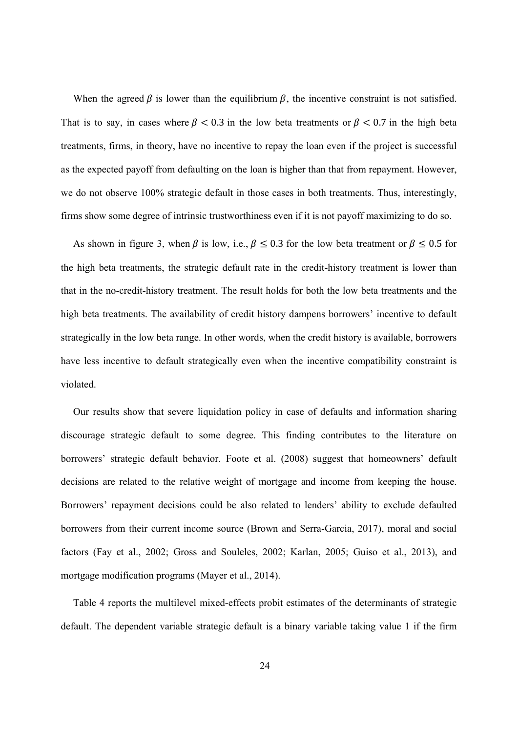When the agreed $\beta$ is lower than the equilibrium $\beta$, the incentive constraint is not satisfied. That is to say, in cases where $\beta < 0.3$ in the low beta treatments or $\beta < 0.7$ in the high beta treatments, firms, in theory, have no incentive to repay the loan even if the project is successful as the expected payoff from defaulting on the loan is higher than that from repayment. However, we do not observe 100% strategic default in those cases in both treatments. Thus, interestingly, firms show some degree of intrinsic trustworthiness even if it is not payoff maximizing to do so.

As shown in figure 3, when $\beta$ is low, i.e., $\beta \leq 0.3$ for the low beta treatment or $\beta \leq 0.5$ for the high beta treatments, the strategic default rate in the credit-history treatment is lower than that in the no-credit-history treatment. The result holds for both the low beta treatments and the high beta treatments. The availability of credit history dampens borrowers' incentive to default strategically in the low beta range. In other words, when the credit history is available, borrowers have less incentive to default strategically even when the incentive compatibility constraint is violated.

Our results show that severe liquidation policy in case of defaults and information sharing discourage strategic default to some degree. This finding contributes to the literature on borrowers' strategic default behavior. Foote et al. (2008) suggest that homeowners' default decisions are related to the relative weight of mortgage and income from keeping the house. Borrowers' repayment decisions could be also related to lenders' ability to exclude defaulted borrowers from their current income source (Brown and Serra-Garcia, 2017), moral and social factors (Fay et al., 2002; Gross and Souleles, 2002; Karlan, 2005; Guiso et al., 2013), and mortgage modification programs (Mayer et al., 2014).

Table 4 reports the multilevel mixed-effects probit estimates of the determinants of strategic default. The dependent variable strategic default is a binary variable taking value 1 if the firm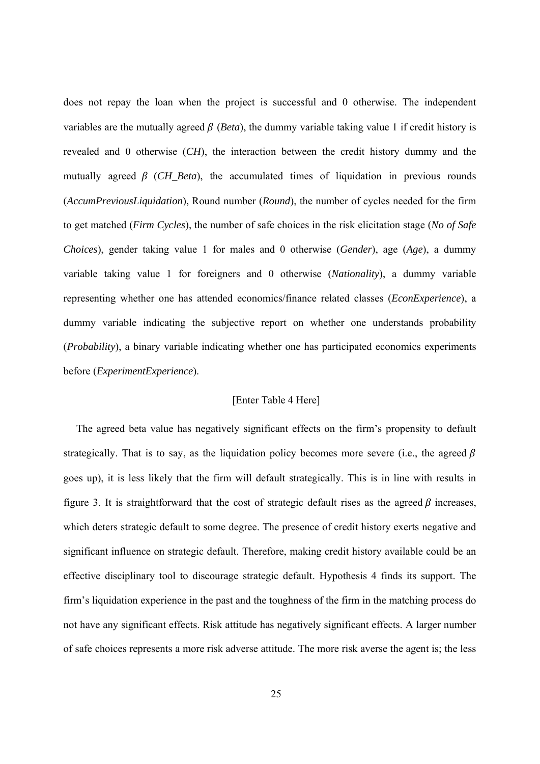does not repay the loan when the project is successful and 0 otherwise. The independent variables are the mutually agreed $\beta$ (*Beta*), the dummy variable taking value 1 if credit history is revealed and 0 otherwise (*CH*), the interaction between the credit history dummy and the mutually agreed $\beta$ (*CH_Beta*), the accumulated times of liquidation in previous rounds (*AccumPreviousLiquidation*), Round number (*Round*), the number of cycles needed for the firm to get matched (*Firm Cycles*), the number of safe choices in the risk elicitation stage (*No of Safe Choices*), gender taking value 1 for males and 0 otherwise (*Gender*), age (*Age*), a dummy variable taking value 1 for foreigners and 0 otherwise (*Nationality*), a dummy variable representing whether one has attended economics/finance related classes (*EconExperience*), a dummy variable indicating the subjective report on whether one understands probability (*Probability*), a binary variable indicating whether one has participated economics experiments before (*ExperimentExperience*).

[Enter Table 4 Here]

The agreed beta value has negatively significant effects on the firm's propensity to default strategically. That is to say, as the liquidation policy becomes more severe (i.e., the agreed $\beta$ goes up), it is less likely that the firm will default strategically. This is in line with results in figure 3. It is straightforward that the cost of strategic default rises as the agreed $\beta$ increases, which deters strategic default to some degree. The presence of credit history exerts negative and significant influence on strategic default. Therefore, making credit history available could be an effective disciplinary tool to discourage strategic default. Hypothesis 4 finds its support. The firm's liquidation experience in the past and the toughness of the firm in the matching process do not have any significant effects. Risk attitude has negatively significant effects. A larger number of safe choices represents a more risk adverse attitude. The more risk averse the agent is; the less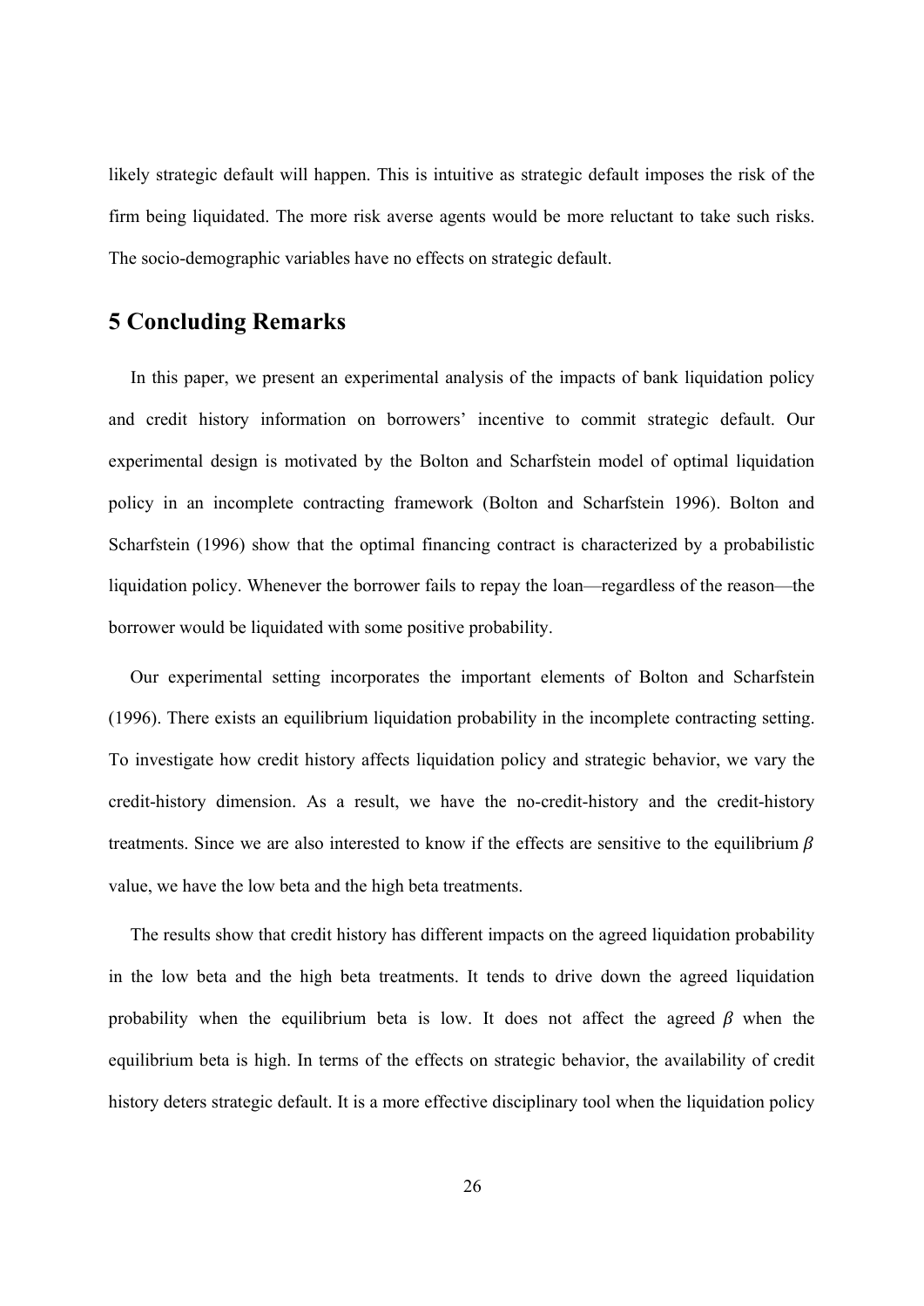likely strategic default will happen. This is intuitive as strategic default imposes the risk of the firm being liquidated. The more risk averse agents would be more reluctant to take such risks. The socio-demographic variables have no effects on strategic default.

## 5 Concluding Remarks

In this paper, we present an experimental analysis of the impacts of bank liquidation policy and credit history information on borrowers' incentive to commit strategic default. Our experimental design is motivated by the Bolton and Scharfstein model of optimal liquidation policy in an incomplete contracting framework (Bolton and Scharfstein 1996). Bolton and Scharfstein (1996) show that the optimal financing contract is characterized by a probabilistic liquidation policy. Whenever the borrower fails to repay the loan—regardless of the reason—the borrower would be liquidated with some positive probability.

Our experimental setting incorporates the important elements of Bolton and Scharfstein (1996). There exists an equilibrium liquidation probability in the incomplete contracting setting. To investigate how credit history affects liquidation policy and strategic behavior, we vary the credit-history dimension. As a result, we have the no-credit-history and the credit-history treatments. Since we are also interested to know if the effects are sensitive to the equilibrium $\beta$ value, we have the low beta and the high beta treatments.

The results show that credit history has different impacts on the agreed liquidation probability in the low beta and the high beta treatments. It tends to drive down the agreed liquidation probability when the equilibrium beta is low. It does not affect the agreed $\beta$ when the equilibrium beta is high. In terms of the effects on strategic behavior, the availability of credit history deters strategic default. It is a more effective disciplinary tool when the liquidation policy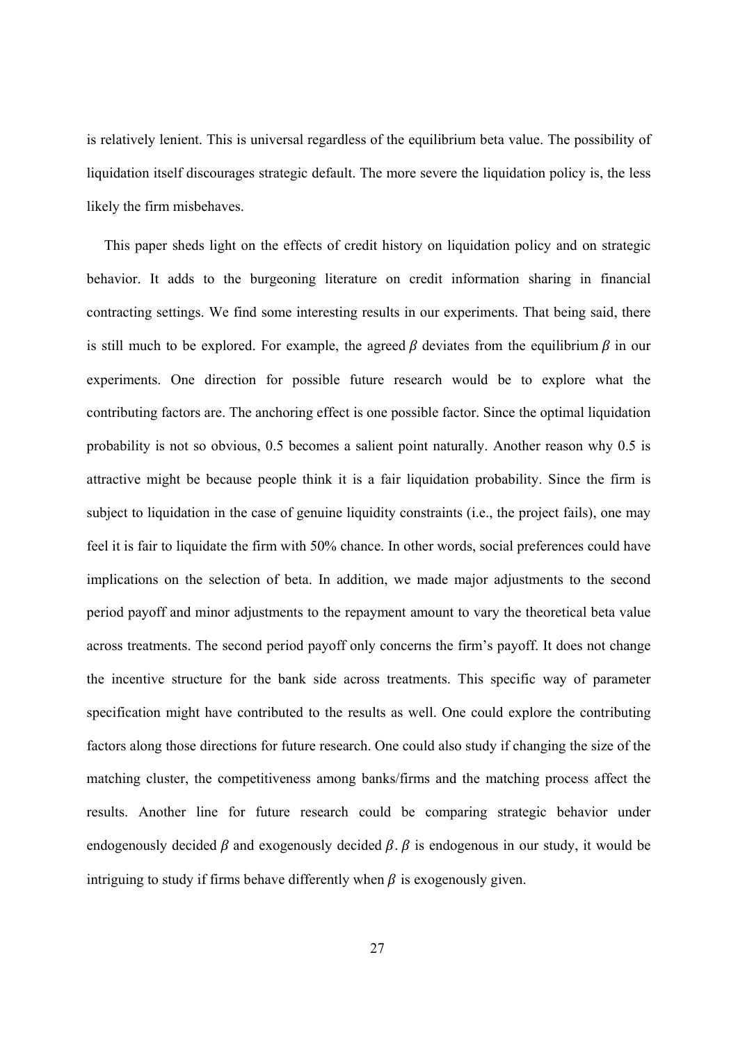is relatively lenient. This is universal regardless of the equilibrium beta value. The possibility of liquidation itself discourages strategic default. The more severe the liquidation policy is, the less likely the firm misbehaves.

This paper sheds light on the effects of credit history on liquidation policy and on strategic behavior. It adds to the burgeoning literature on credit information sharing in financial contracting settings. We find some interesting results in our experiments. That being said, there is still much to be explored. For example, the agreed $\beta$ deviates from the equilibrium $\beta$ in our experiments. One direction for possible future research would be to explore what the contributing factors are. The anchoring effect is one possible factor. Since the optimal liquidation probability is not so obvious, 0.5 becomes a salient point naturally. Another reason why 0.5 is attractive might be because people think it is a fair liquidation probability. Since the firm is subject to liquidation in the case of genuine liquidity constraints (i.e., the project fails), one may feel it is fair to liquidate the firm with 50% chance. In other words, social preferences could have implications on the selection of beta. In addition, we made major adjustments to the second period payoff and minor adjustments to the repayment amount to vary the theoretical beta value across treatments. The second period payoff only concerns the firm's payoff. It does not change the incentive structure for the bank side across treatments. This specific way of parameter specification might have contributed to the results as well. One could explore the contributing factors along those directions for future research. One could also study if changing the size of the matching cluster, the competitiveness among banks/firms and the matching process affect the results. Another line for future research could be comparing strategic behavior under endogenously decided $\beta$ and exogenously decided $\beta$. $\beta$ is endogenous in our study, it would be intriguing to study if firms behave differently when $\beta$ is exogenously given.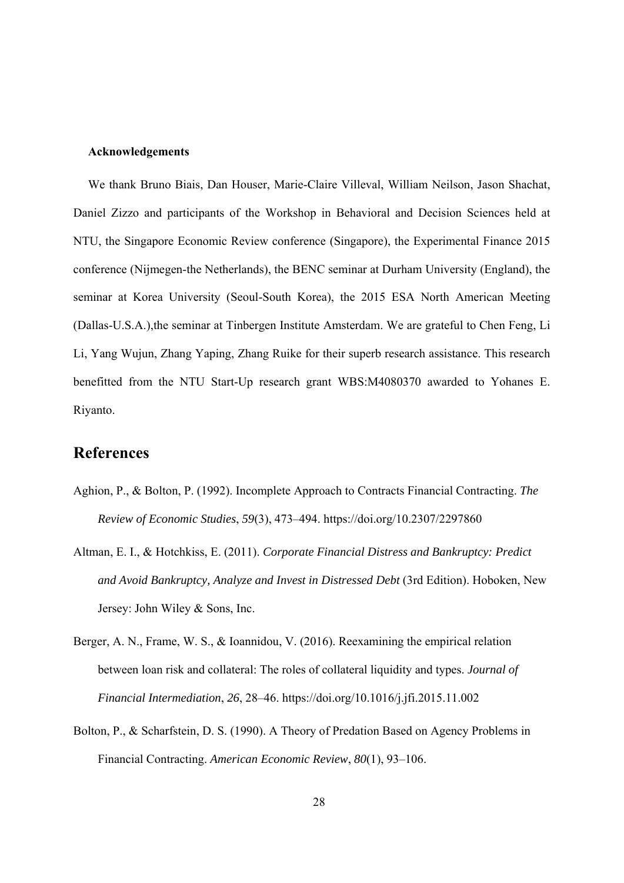**Acknowledgements**

We thank Bruno Biais, Dan Houser, Marie-Claire Villeval, William Neilson, Jason Shachat, Daniel Zizzo and participants of the Workshop in Behavioral and Decision Sciences held at NTU, the Singapore Economic Review conference (Singapore), the Experimental Finance 2015 conference (Nijmegen-the Netherlands), the BENC seminar at Durham University (England), the seminar at Korea University (Seoul-South Korea), the 2015 ESA North American Meeting (Dallas-U.S.A.),the seminar at Tinbergen Institute Amsterdam. We are grateful to Chen Feng, Li Li, Yang Wujun, Zhang Yaping, Zhang Ruike for their superb research assistance. This research benefitted from the NTU Start-Up research grant WBS:M4080370 awarded to Yohanes E. Riyanto.

# References

Aghion, P., & Bolton, P. (1992). Incomplete Approach to Contracts Financial Contracting. *The Review of Economic Studies*, *59*(3), 473–494. https://doi.org/10.2307/2297860

Altman, E. I., & Hotchkiss, E. (2011). *Corporate Financial Distress and Bankruptcy: Predict and Avoid Bankruptcy, Analyze and Invest in Distressed Debt* (3rd Edition). Hoboken, New Jersey: John Wiley & Sons, Inc.

Berger, A. N., Frame, W. S., & Ioannidou, V. (2016). Reexamining the empirical relation between loan risk and collateral: The roles of collateral liquidity and types. *Journal of Financial Intermediation*, *26*, 28–46. https://doi.org/10.1016/j.jfi.2015.11.002

Bolton, P., & Scharfstein, D. S. (1990). A Theory of Predation Based on Agency Problems in Financial Contracting. *American Economic Review*, *80*(1), 93–106.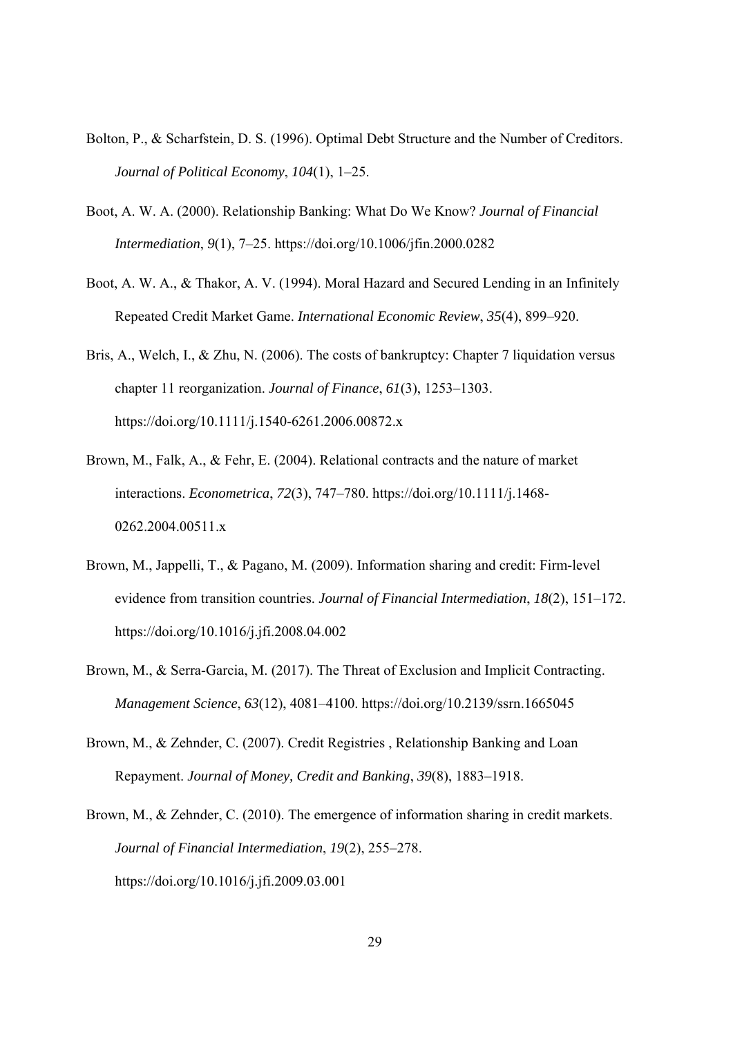Bolton, P., & Scharfstein, D. S. (1996). Optimal Debt Structure and the Number of Creditors. *Journal of Political Economy*, *104*(1), 1–25.

Boot, A. W. A. (2000). Relationship Banking: What Do We Know? *Journal of Financial Intermediation*, *9*(1), 7–25. https://doi.org/10.1006/jfin.2000.0282

Boot, A. W. A., & Thakor, A. V. (1994). Moral Hazard and Secured Lending in an Infinitely Repeated Credit Market Game. *International Economic Review*, *35*(4), 899–920.

Bris, A., Welch, I., & Zhu, N. (2006). The costs of bankruptcy: Chapter 7 liquidation versus chapter 11 reorganization. *Journal of Finance*, *61*(3), 1253–1303. https://doi.org/10.1111/j.1540-6261.2006.00872.x

Brown, M., Falk, A., & Fehr, E. (2004). Relational contracts and the nature of market interactions. *Econometrica*, *72*(3), 747–780. https://doi.org/10.1111/j.1468-0262.2004.00511.x

Brown, M., Jappelli, T., & Pagano, M. (2009). Information sharing and credit: Firm-level evidence from transition countries. *Journal of Financial Intermediation*, *18*(2), 151–172. https://doi.org/10.1016/j.jfi.2008.04.002

Brown, M., & Serra-Garcia, M. (2017). The Threat of Exclusion and Implicit Contracting. *Management Science*, *63*(12), 4081–4100. https://doi.org/10.2139/ssrn.1665045

Brown, M., & Zehnder, C. (2007). Credit Registries , Relationship Banking and Loan Repayment. *Journal of Money, Credit and Banking*, *39*(8), 1883–1918.

Brown, M., & Zehnder, C. (2010). The emergence of information sharing in credit markets. *Journal of Financial Intermediation*, *19*(2), 255–278. https://doi.org/10.1016/j.jfi.2009.03.001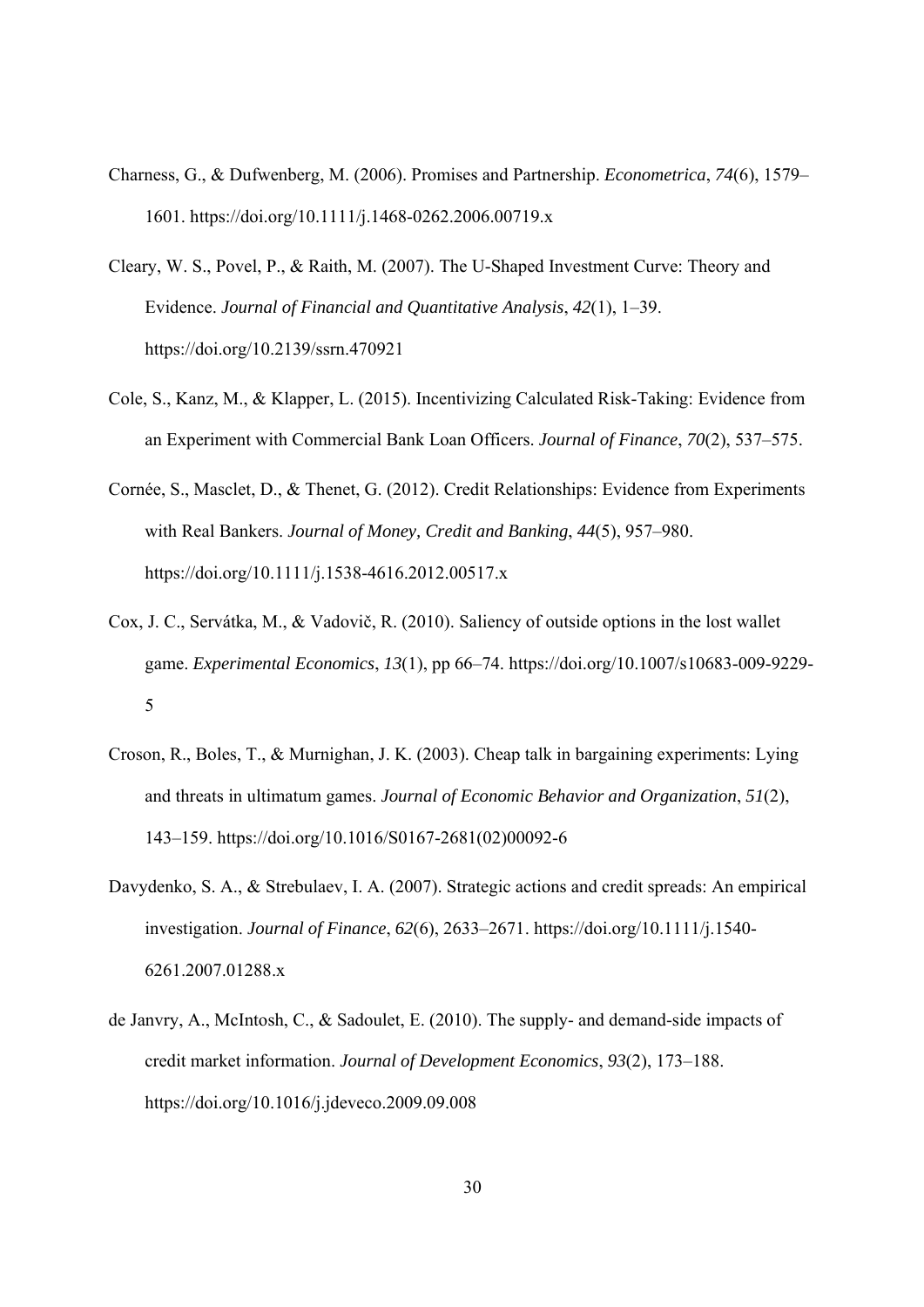Charness, G., & Dufwenberg, M. (2006). Promises and Partnership. *Econometrica*, *74*(6), 1579–1601. https://doi.org/10.1111/j.1468-0262.2006.00719.x

Cleary, W. S., Povel, P., & Raith, M. (2007). The U-Shaped Investment Curve: Theory and Evidence. *Journal of Financial and Quantitative Analysis*, *42*(1), 1–39. https://doi.org/10.2139/ssrn.470921

Cole, S., Kanz, M., & Klapper, L. (2015). Incentivizing Calculated Risk-Taking: Evidence from an Experiment with Commercial Bank Loan Officers. *Journal of Finance*, *70*(2), 537–575.

Cornée, S., Masclet, D., & Thenet, G. (2012). Credit Relationships: Evidence from Experiments with Real Bankers. *Journal of Money, Credit and Banking*, *44*(5), 957–980. https://doi.org/10.1111/j.1538-4616.2012.00517.x

Cox, J. C., Servátka, M., & Vadovič, R. (2010). Saliency of outside options in the lost wallet game. *Experimental Economics*, *13*(1), pp 66–74. https://doi.org/10.1007/s10683-009-9229-5

Croson, R., Boles, T., & Murnighan, J. K. (2003). Cheap talk in bargaining experiments: Lying and threats in ultimatum games. *Journal of Economic Behavior and Organization*, *51*(2), 143–159. https://doi.org/10.1016/S0167-2681(02)00092-6

Davydenko, S. A., & Strebulaev, I. A. (2007). Strategic actions and credit spreads: An empirical investigation. *Journal of Finance*, *62*(6), 2633–2671. https://doi.org/10.1111/j.1540-6261.2007.01288.x

de Janvry, A., McIntosh, C., & Sadoulet, E. (2010). The supply- and demand-side impacts of credit market information. *Journal of Development Economics*, *93*(2), 173–188. https://doi.org/10.1016/j.jdeveco.2009.09.008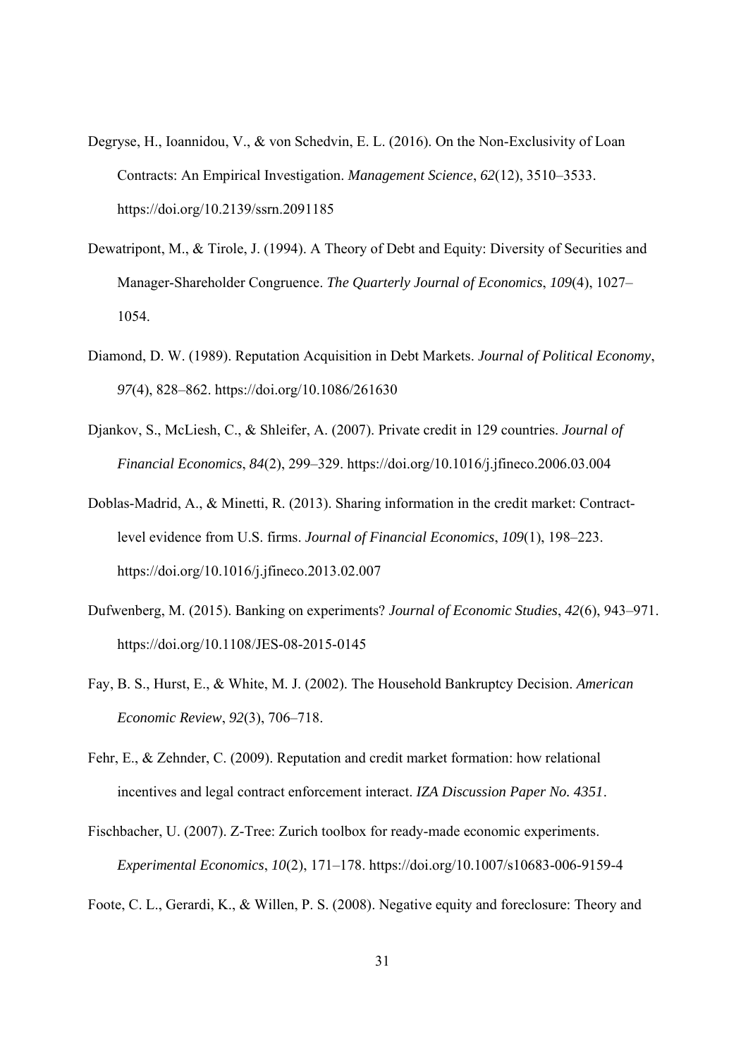Degryse, H., Ioannidou, V., & von Schedvin, E. L. (2016). On the Non-Exclusivity of Loan Contracts: An Empirical Investigation. *Management Science*, *62*(12), 3510–3533. https://doi.org/10.2139/ssrn.2091185

Dewatripont, M., & Tirole, J. (1994). A Theory of Debt and Equity: Diversity of Securities and Manager-Shareholder Congruence. *The Quarterly Journal of Economics*, *109*(4), 1027–1054.

Diamond, D. W. (1989). Reputation Acquisition in Debt Markets. *Journal of Political Economy*, *97*(4), 828–862. https://doi.org/10.1086/261630

Djankov, S., McLiesh, C., & Shleifer, A. (2007). Private credit in 129 countries. *Journal of Financial Economics*, *84*(2), 299–329. https://doi.org/10.1016/j.jfineco.2006.03.004

Doblas-Madrid, A., & Minetti, R. (2013). Sharing information in the credit market: Contract-level evidence from U.S. firms. *Journal of Financial Economics*, *109*(1), 198–223. https://doi.org/10.1016/j.jfineco.2013.02.007

Dufwenberg, M. (2015). Banking on experiments? *Journal of Economic Studies*, *42*(6), 943–971. https://doi.org/10.1108/JES-08-2015-0145

Fay, B. S., Hurst, E., & White, M. J. (2002). The Household Bankruptcy Decision. *American Economic Review*, *92*(3), 706–718.

Fehr, E., & Zehnder, C. (2009). Reputation and credit market formation: how relational incentives and legal contract enforcement interact. *IZA Discussion Paper No. 4351*.

Fischbacher, U. (2007). Z-Tree: Zurich toolbox for ready-made economic experiments. *Experimental Economics*, *10*(2), 171–178. https://doi.org/10.1007/s10683-006-9159-4

Foote, C. L., Gerardi, K., & Willen, P. S. (2008). Negative equity and foreclosure: Theory and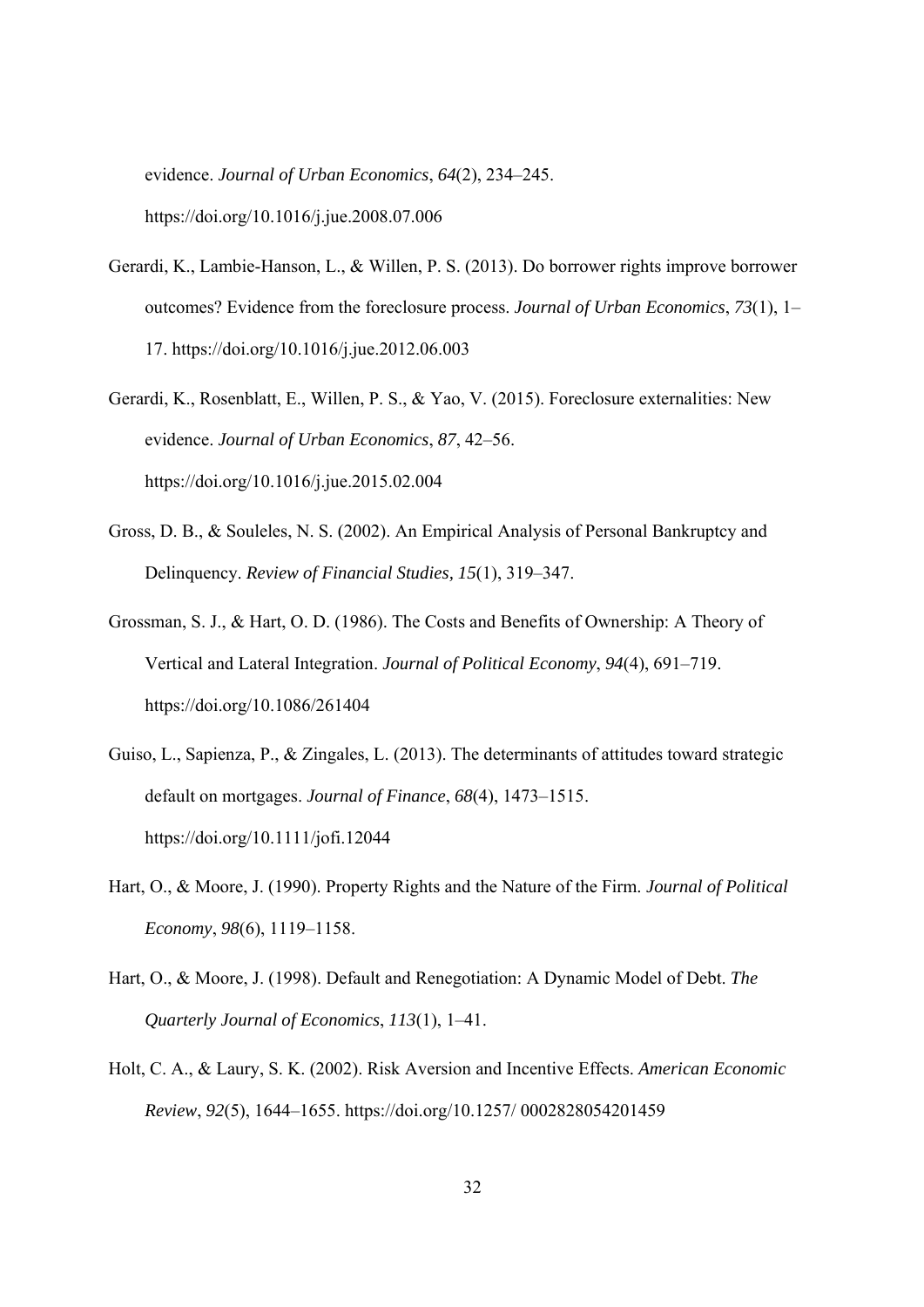evidence. *Journal of Urban Economics*, *64*(2), 234–245. https://doi.org/10.1016/j.jue.2008.07.006

Gerardi, K., Lambie-Hanson, L., & Willen, P. S. (2013). Do borrower rights improve borrower outcomes? Evidence from the foreclosure process. *Journal of Urban Economics*, *73*(1), 1–17. https://doi.org/10.1016/j.jue.2012.06.003

Gerardi, K., Rosenblatt, E., Willen, P. S., & Yao, V. (2015). Foreclosure externalities: New evidence. *Journal of Urban Economics*, *87*, 42–56. https://doi.org/10.1016/j.jue.2015.02.004

Gross, D. B., & Souleles, N. S. (2002). An Empirical Analysis of Personal Bankruptcy and Delinquency. *Review of Financial Studies, 15*(1), 319–347.

Grossman, S. J., & Hart, O. D. (1986). The Costs and Benefits of Ownership: A Theory of Vertical and Lateral Integration. *Journal of Political Economy*, *94*(4), 691–719. https://doi.org/10.1086/261404

Guiso, L., Sapienza, P., & Zingales, L. (2013). The determinants of attitudes toward strategic default on mortgages. *Journal of Finance*, *68*(4), 1473–1515. https://doi.org/10.1111/jofi.12044

Hart, O., & Moore, J. (1990). Property Rights and the Nature of the Firm. *Journal of Political Economy*, *98*(6), 1119–1158.

Hart, O., & Moore, J. (1998). Default and Renegotiation: A Dynamic Model of Debt. *The Quarterly Journal of Economics*, *113*(1), 1–41.

Holt, C. A., & Laury, S. K. (2002). Risk Aversion and Incentive Effects. *American Economic Review*, *92*(5), 1644–1655. https://doi.org/10.1257/ 0002828054201459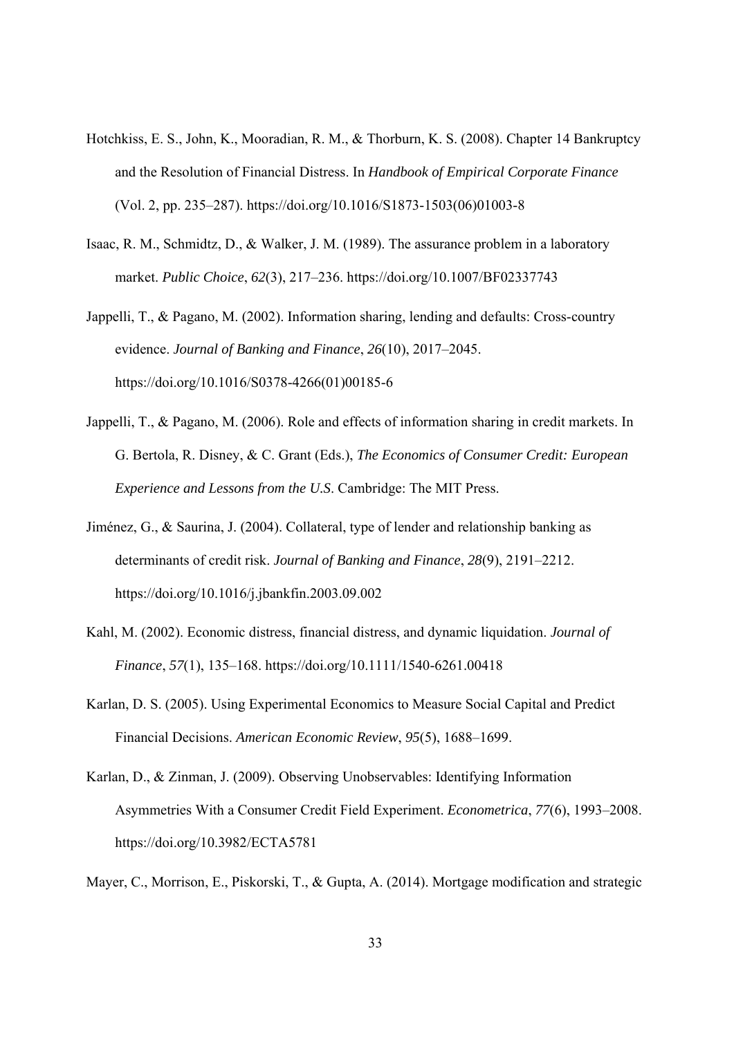Hotchkiss, E. S., John, K., Mooradian, R. M., & Thorburn, K. S. (2008). Chapter 14 Bankruptcy and the Resolution of Financial Distress. In *Handbook of Empirical Corporate Finance* (Vol. 2, pp. 235–287). https://doi.org/10.1016/S1873-1503(06)01003-8

Isaac, R. M., Schmidtz, D., & Walker, J. M. (1989). The assurance problem in a laboratory market. *Public Choice*, *62*(3), 217–236. https://doi.org/10.1007/BF02337743

Jappelli, T., & Pagano, M. (2002). Information sharing, lending and defaults: Cross-country evidence. *Journal of Banking and Finance*, *26*(10), 2017–2045. https://doi.org/10.1016/S0378-4266(01)00185-6

Jappelli, T., & Pagano, M. (2006). Role and effects of information sharing in credit markets. In G. Bertola, R. Disney, & C. Grant (Eds.), *The Economics of Consumer Credit: European Experience and Lessons from the U.S*. Cambridge: The MIT Press.

Jiménez, G., & Saurina, J. (2004). Collateral, type of lender and relationship banking as determinants of credit risk. *Journal of Banking and Finance*, *28*(9), 2191–2212. https://doi.org/10.1016/j.jbankfin.2003.09.002

Kahl, M. (2002). Economic distress, financial distress, and dynamic liquidation. *Journal of Finance*, *57*(1), 135–168. https://doi.org/10.1111/1540-6261.00418

Karlan, D. S. (2005). Using Experimental Economics to Measure Social Capital and Predict Financial Decisions. *American Economic Review*, *95*(5), 1688–1699.

Karlan, D., & Zinman, J. (2009). Observing Unobservables: Identifying Information Asymmetries With a Consumer Credit Field Experiment. *Econometrica*, *77*(6), 1993–2008. https://doi.org/10.3982/ECTA5781

Mayer, C., Morrison, E., Piskorski, T., & Gupta, A. (2014). Mortgage modification and strategic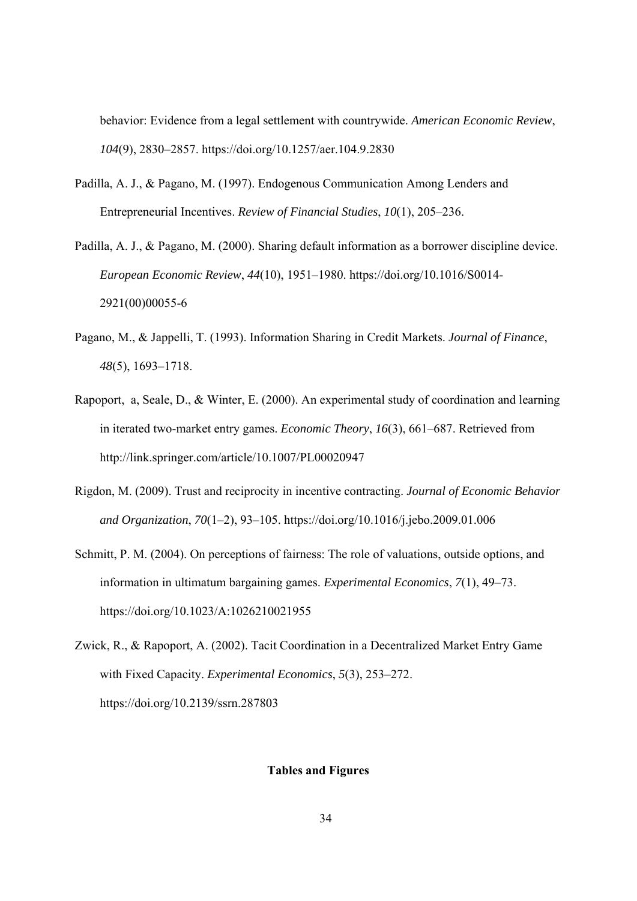behavior: Evidence from a legal settlement with countrywide. *American Economic Review*, *104*(9), 2830–2857. https://doi.org/10.1257/aer.104.9.2830

Padilla, A. J., & Pagano, M. (1997). Endogenous Communication Among Lenders and Entrepreneurial Incentives. *Review of Financial Studies*, *10*(1), 205–236.

Padilla, A. J., & Pagano, M. (2000). Sharing default information as a borrower discipline device. *European Economic Review*, *44*(10), 1951–1980. https://doi.org/10.1016/S0014-2921(00)00055-6

Pagano, M., & Jappelli, T. (1993). Information Sharing in Credit Markets. *Journal of Finance*, *48*(5), 1693–1718.

Rapoport, a, Seale, D., & Winter, E. (2000). An experimental study of coordination and learning in iterated two-market entry games. *Economic Theory*, *16*(3), 661–687. Retrieved from http://link.springer.com/article/10.1007/PL00020947

Rigdon, M. (2009). Trust and reciprocity in incentive contracting. *Journal of Economic Behavior and Organization*, *70*(1–2), 93–105. https://doi.org/10.1016/j.jebo.2009.01.006

Schmitt, P. M. (2004). On perceptions of fairness: The role of valuations, outside options, and information in ultimatum bargaining games. *Experimental Economics*, *7*(1), 49–73. https://doi.org/10.1023/A:1026210021955

Zwick, R., & Rapoport, A. (2002). Tacit Coordination in a Decentralized Market Entry Game with Fixed Capacity. *Experimental Economics*, *5*(3), 253–272. https://doi.org/10.2139/ssrn.287803

**Tables and Figures**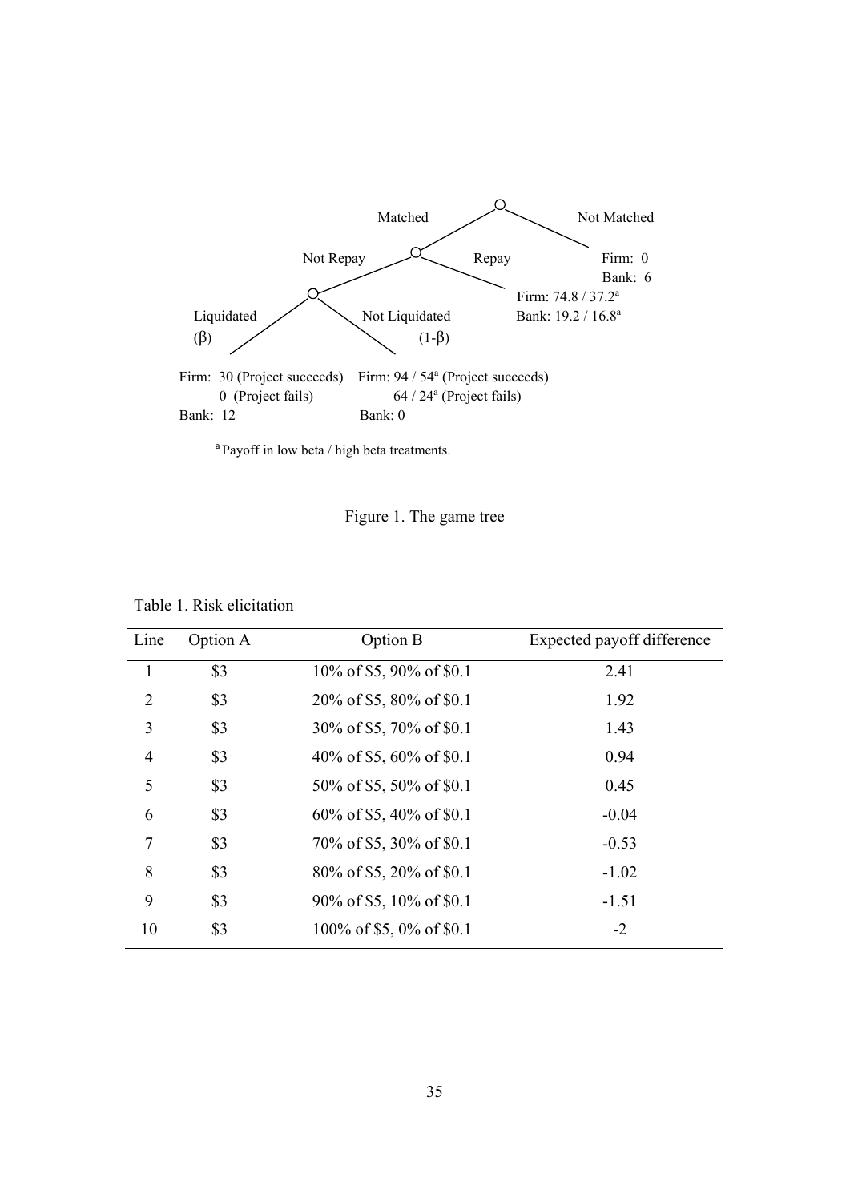Matched

Not Matched

Not Repay

Repay

Firm: 0
Bank: 6

Firm: 74.8 / 37.2[a]
Bank: 19.2 / 16.8[a]

Liquidated
(β)

Not Liquidated
(1-β)

Firm: 30 (Project succeeds)
0 (Project fails)
Bank: 12

Firm: 94 / 54[a] (Project succeeds)
64 / 24[a] (Project fails)
Bank: 0

[a] Payoff in low beta / high beta treatments.

Figure 1. The game tree

Table 1. Risk elicitation

| Line | Option A | Option B | Expected payoff difference |
|---|---|---|---|
| 1 | \$3 | 10% of \$5, 90% of \$0.1 | 2.41 |
| 2 | \$3 | 20% of \$5, 80% of \$0.1 | 1.92 |
| 3 | \$3 | 30% of \$5, 70% of \$0.1 | 1.43 |
| 4 | \$3 | 40% of \$5, 60% of \$0.1 | 0.94 |
| 5 | \$3 | 50% of \$5, 50% of \$0.1 | 0.45 |
| 6 | \$3 | 60% of \$5, 40% of \$0.1 | -0.04 |
| 7 | \$3 | 70% of \$5, 30% of \$0.1 | -0.53 |
| 8 | \$3 | 80% of \$5, 20% of \$0.1 | -1.02 |
| 9 | \$3 | 90% of \$5, 10% of \$0.1 | -1.51 |
| 10 | \$3 | 100% of \$5, 0% of \$0.1 | -2 |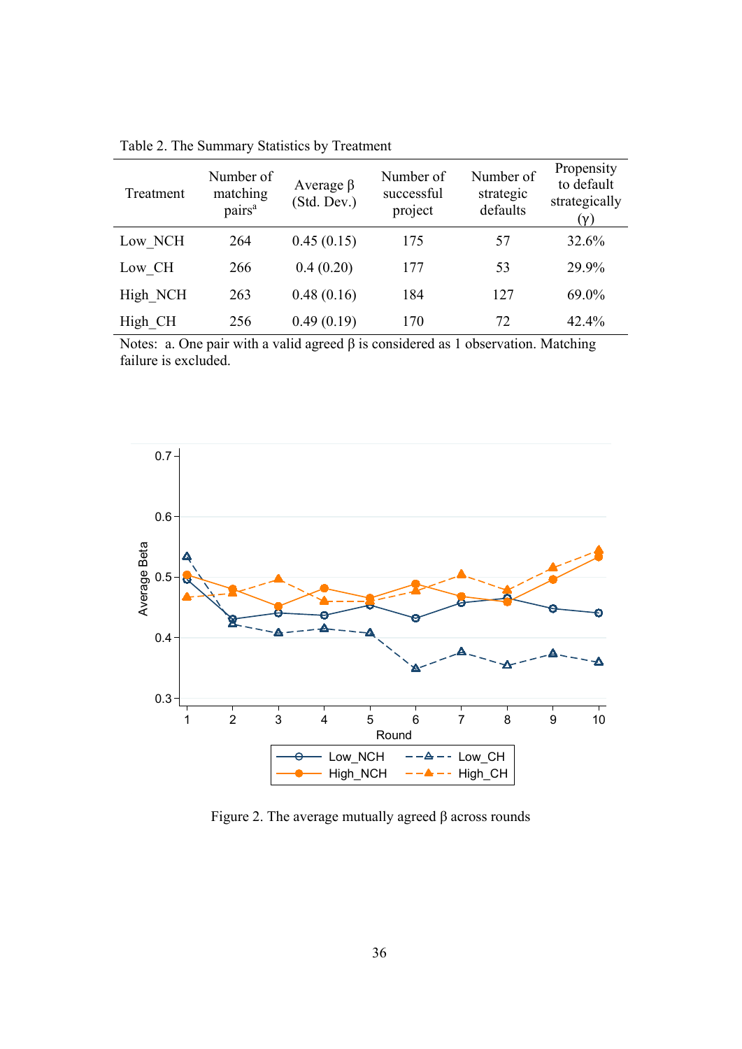Table 2. The Summary Statistics by Treatment

| Treatment | Number of matching pairs[a] | Average β (Std. Dev.) | Number of successful project | Number of strategic defaults | Propensity to default strategically (γ) |
|---|---|---|---|---|---|
| Low_NCH | 264 | 0.45 (0.15) | 175 | 57 | 32.6% |
| Low_CH | 266 | 0.4 (0.20) | 177 | 53 | 29.9% |
| High_NCH | 263 | 0.48 (0.16) | 184 | 127 | 69.0% |
| High_CH | 256 | 0.49 (0.19) | 170 | 72 | 42.4% |

Notes: a. One pair with a valid agreed β is considered as 1 observation. Matching failure is excluded.

Average Beta

0.7
0.6
0.5
0.4
0.3

1 2 3 4 5 6 7 8 9 10

Round

Low_NCH
Low_CH
High_NCH
High_CH

Figure 2. The average mutually agreed β across rounds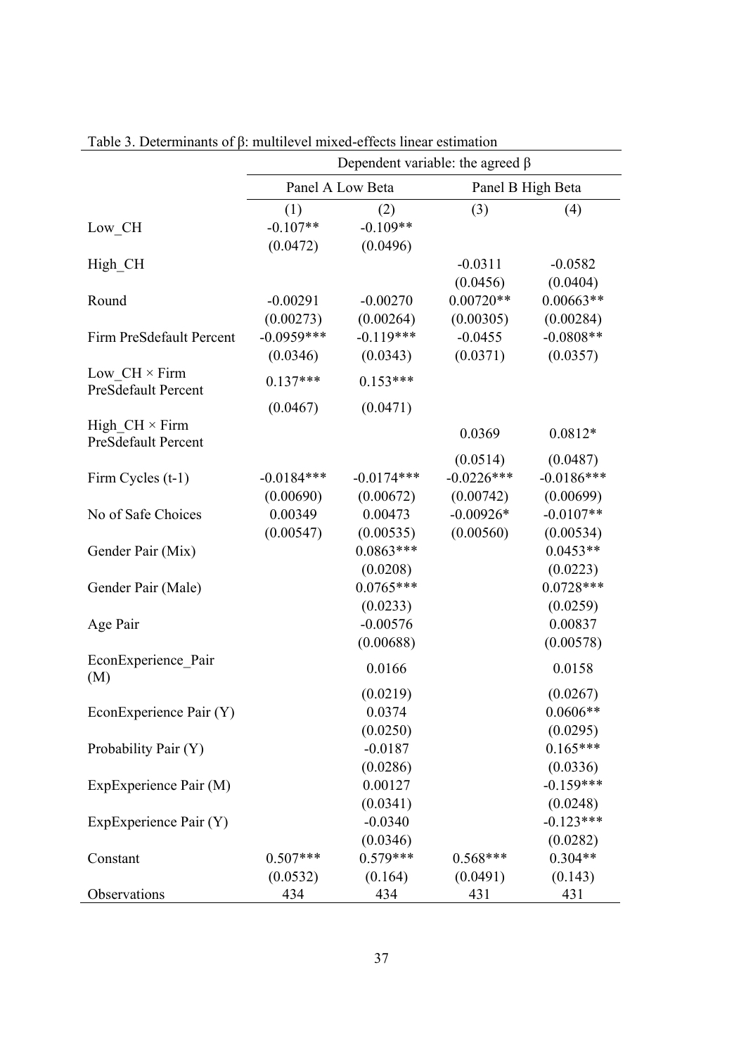Table 3. Determinants of β: multilevel mixed-effects linear estimation

| | Dependent variable: the agreed β | | | |
|---|---|---|---|---|
| | Panel A Low Beta | | Panel B High Beta | |
| | (1) | (2) | (3) | (4) |
| Low_CH | -0.107** | -0.109** | | |
| | (0.0472) | (0.0496) | | |
| High_CH | | | -0.0311 | -0.0582 |
| | | | (0.0456) | (0.0404) |
| Round | -0.00291 | -0.00270 | 0.00720** | 0.00663** |
| | (0.00273) | (0.00264) | (0.00305) | (0.00284) |
| Firm PreSdefault Percent | -0.0959*** | -0.119*** | -0.0455 | -0.0808** |
| | (0.0346) | (0.0343) | (0.0371) | (0.0357) |
| Low_CH × Firm PreSdefault Percent | 0.137*** | 0.153*** | | |
| | (0.0467) | (0.0471) | | |
| High_CH × Firm PreSdefault Percent | | | 0.0369 | 0.0812* |
| | | | (0.0514) | (0.0487) |
| Firm Cycles (t-1) | -0.0184*** | -0.0174*** | -0.0226*** | -0.0186*** |
| | (0.00690) | (0.00672) | (0.00742) | (0.00699) |
| No of Safe Choices | 0.00349 | 0.00473 | -0.00926* | -0.0107** |
| | (0.00547) | (0.00535) | (0.00560) | (0.00534) |
| Gender Pair (Mix) | | 0.0863*** | | 0.0453** |
| | | (0.0208) | | (0.0223) |
| Gender Pair (Male) | | 0.0765*** | | 0.0728*** |
| | | (0.0233) | | (0.0259) |
| Age Pair | | -0.00576 | | 0.00837 |
| | | (0.00688) | | (0.00578) |
| EconExperience_Pair (M) | | 0.0166 | | 0.0158 |
| | | (0.0219) | | (0.0267) |
| EconExperience Pair (Y) | | 0.0374 | | 0.0606** |
| | | (0.0250) | | (0.0295) |
| Probability Pair (Y) | | -0.0187 | | 0.165*** |
| | | (0.0286) | | (0.0336) |
| ExpExperience Pair (M) | | 0.00127 | | -0.159*** |
| | | (0.0341) | | (0.0248) |
| ExpExperience Pair (Y) | | -0.0340 | | -0.123*** |
| | | (0.0346) | | (0.0282) |
| Constant | 0.507*** | 0.579*** | 0.568*** | 0.304** |
| | (0.0532) | (0.164) | (0.0491) | (0.143) |
| Observations | 434 | 434 | 431 | 431 |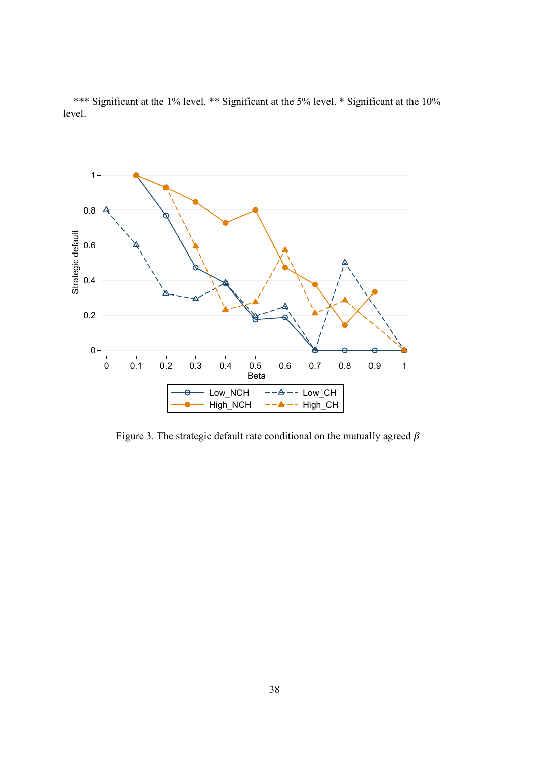*** Significant at the 1% level. ** Significant at the 5% level. * Significant at the 10% level.

Strategic default

1
0.8
0.6
0.4
0.2
0

0 0.1 0.2 0.3 0.4 0.5 0.6 0.7 0.8 0.9 1

Beta

Low_NCH
High_NCH
Low_CH
High_CH

Figure 3. The strategic default rate conditional on the mutually agreed $\beta$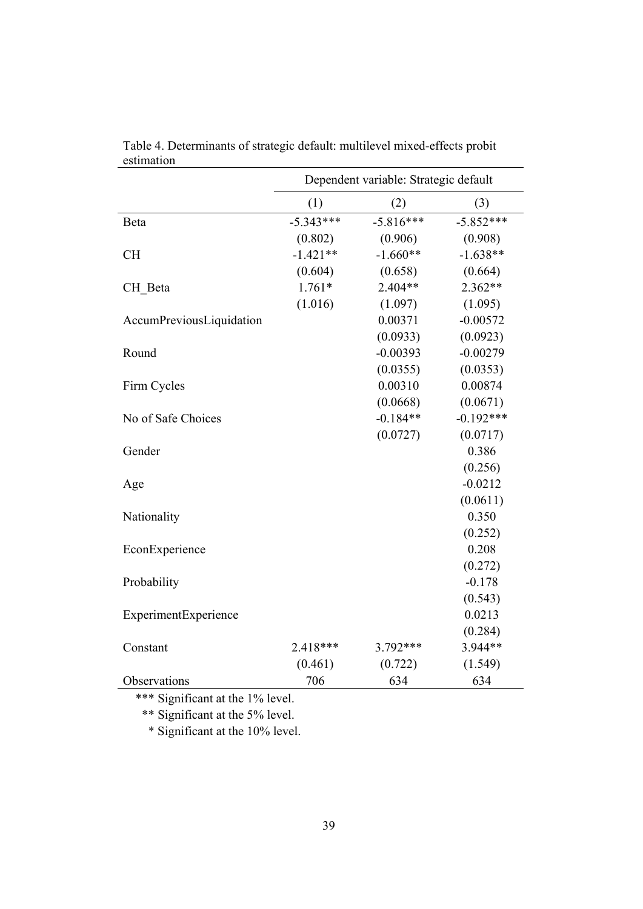Table 4. Determinants of strategic default: multilevel mixed-effects probit estimation

| | Dependent variable: Strategic default | | |
|---|---|---|---|
| | (1) | (2) | (3) |
| Beta | -5.343*** | -5.816*** | -5.852*** |
| | (0.802) | (0.906) | (0.908) |
| CH | -1.421** | -1.660** | -1.638** |
| | (0.604) | (0.658) | (0.664) |
| CH_Beta | 1.761* | 2.404** | 2.362** |
| | (1.016) | (1.097) | (1.095) |
| AccumPreviousLiquidation | | 0.00371 | -0.00572 |
| | | (0.0933) | (0.0923) |
| Round | | -0.00393 | -0.00279 |
| | | (0.0355) | (0.0353) |
| Firm Cycles | | 0.00310 | 0.00874 |
| | | (0.0668) | (0.0671) |
| No of Safe Choices | | -0.184** | -0.192*** |
| | | (0.0727) | (0.0717) |
| Gender | | | 0.386 |
| | | | (0.256) |
| Age | | | -0.0212 |
| | | | (0.0611) |
| Nationality | | | 0.350 |
| | | | (0.252) |
| EconExperience | | | 0.208 |
| | | | (0.272) |
| Probability | | | -0.178 |
| | | | (0.543) |
| ExperimentExperience | | | 0.0213 |
| | | | (0.284) |
| Constant | 2.418*** | 3.792*** | 3.944** |
| | (0.461) | (0.722) | (1.549) |
| Observations | 706 | 634 | 634 |

*** Significant at the 1% level.

** Significant at the 5% level.

* Significant at the 10% level.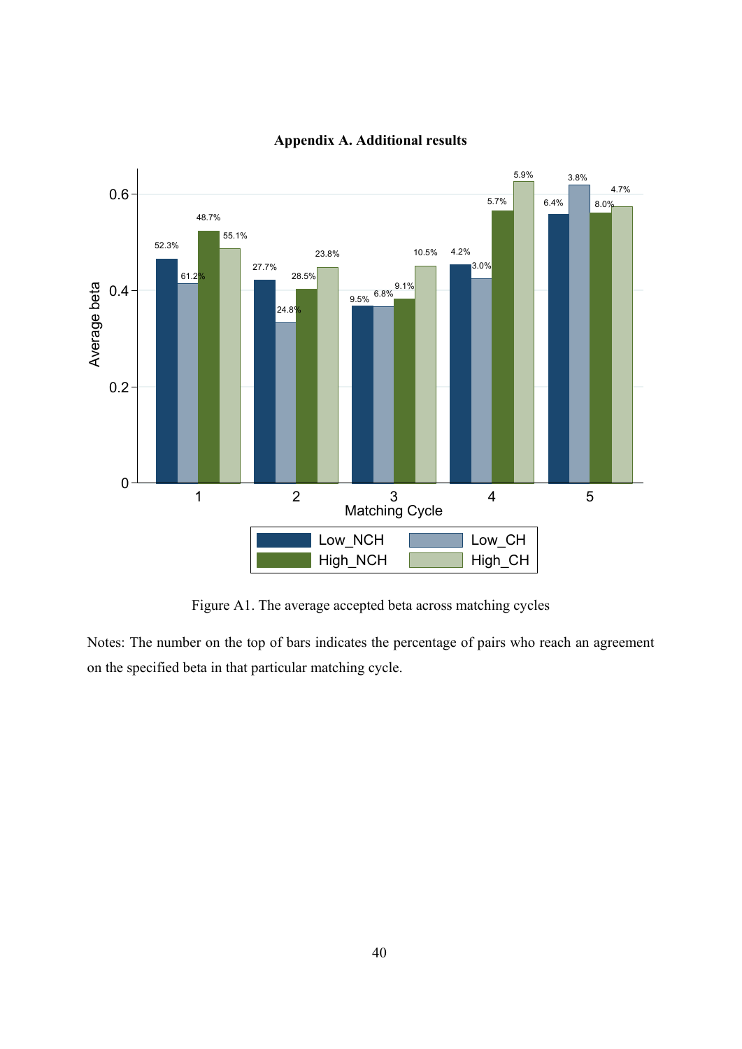# Appendix A. Additional results

Average beta

0.6
0.4
0.2
0

52.3% 61.2% 48.7% 55.1%
27.7% 24.8% 28.5% 23.8%
9.5% 6.8% 9.1% 10.5%
4.2% 3.0% 5.7% 5.9%
6.4% 3.8% 8.0% 4.7%

1 2 3 4 5

Matching Cycle

Low_NCH Low_CH High_NCH High_CH

Figure A1. The average accepted beta across matching cycles

Notes: The number on the top of bars indicates the percentage of pairs who reach an agreement on the specified beta in that particular matching cycle.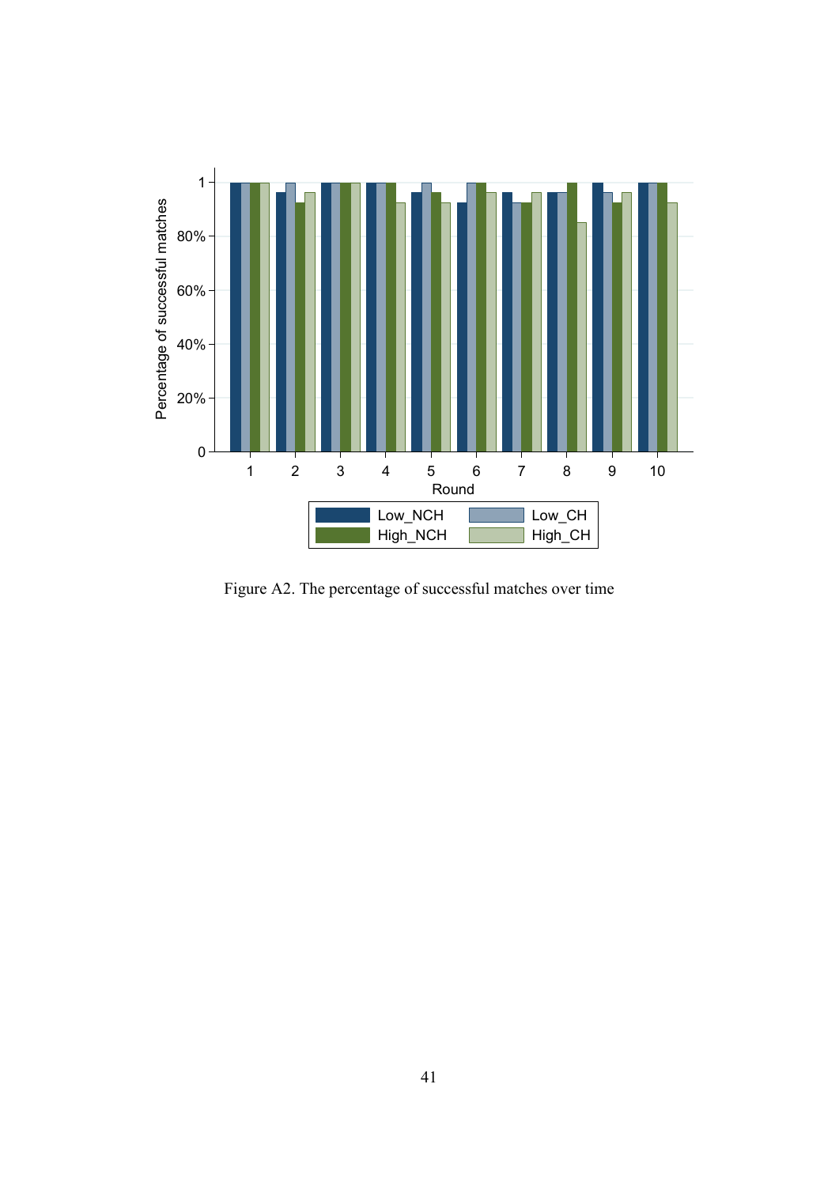Percentage of successful matches

1
80%
60%
40%
20%
0

1 2 3 4 5 6 7 8 9 10

Round

Low_NCH
Low_CH
High_NCH
High_CH

Figure A2. The percentage of successful matches over time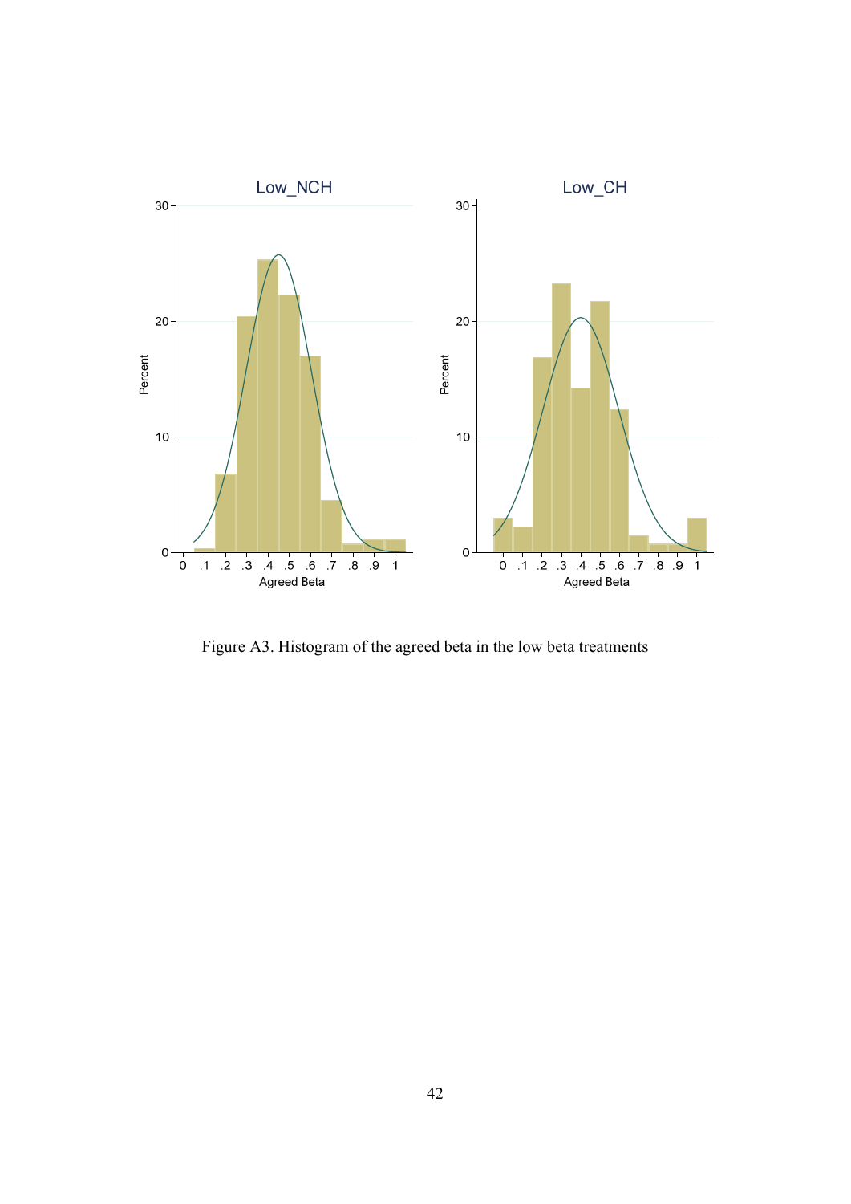Low_NCH

30
20
10
0

Percent

0 .1 .2 .3 .4 .5 .6 .7 .8 .9 1

Agreed Beta

Low_CH

30
20
10
0

Percent

0 .1 .2 .3 .4 .5 .6 .7 .8 .9 1

Agreed Beta

Figure A3. Histogram of the agreed beta in the low beta treatments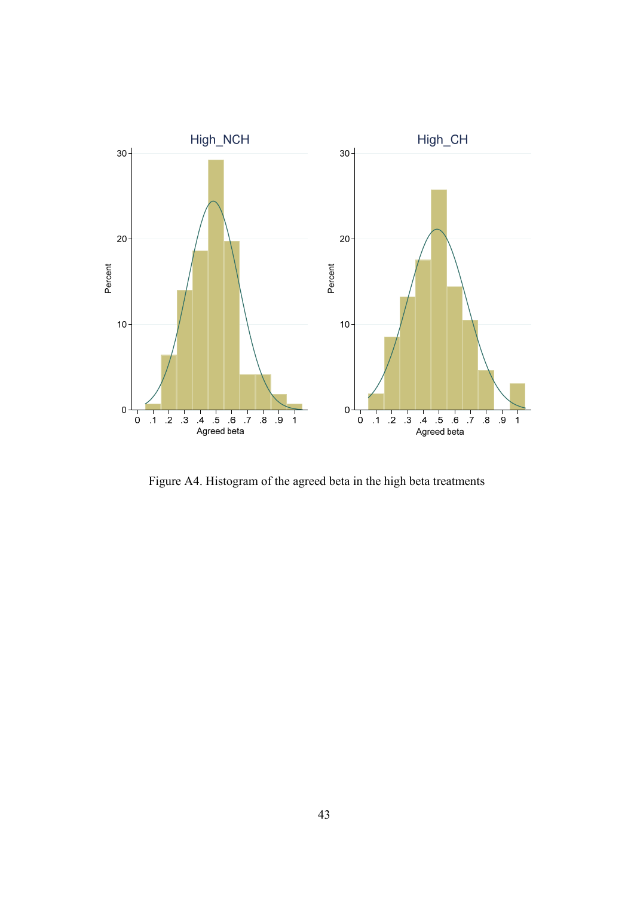High_NCH

Percent

30

20

10

0

0 .1 .2 .3 .4 .5 .6 .7 .8 .9 1

Agreed beta

High_CH

Percent

30

20

10

0

0 .1 .2 .3 .4 .5 .6 .7 .8 .9 1

Agreed beta

Figure A4. Histogram of the agreed beta in the high beta treatments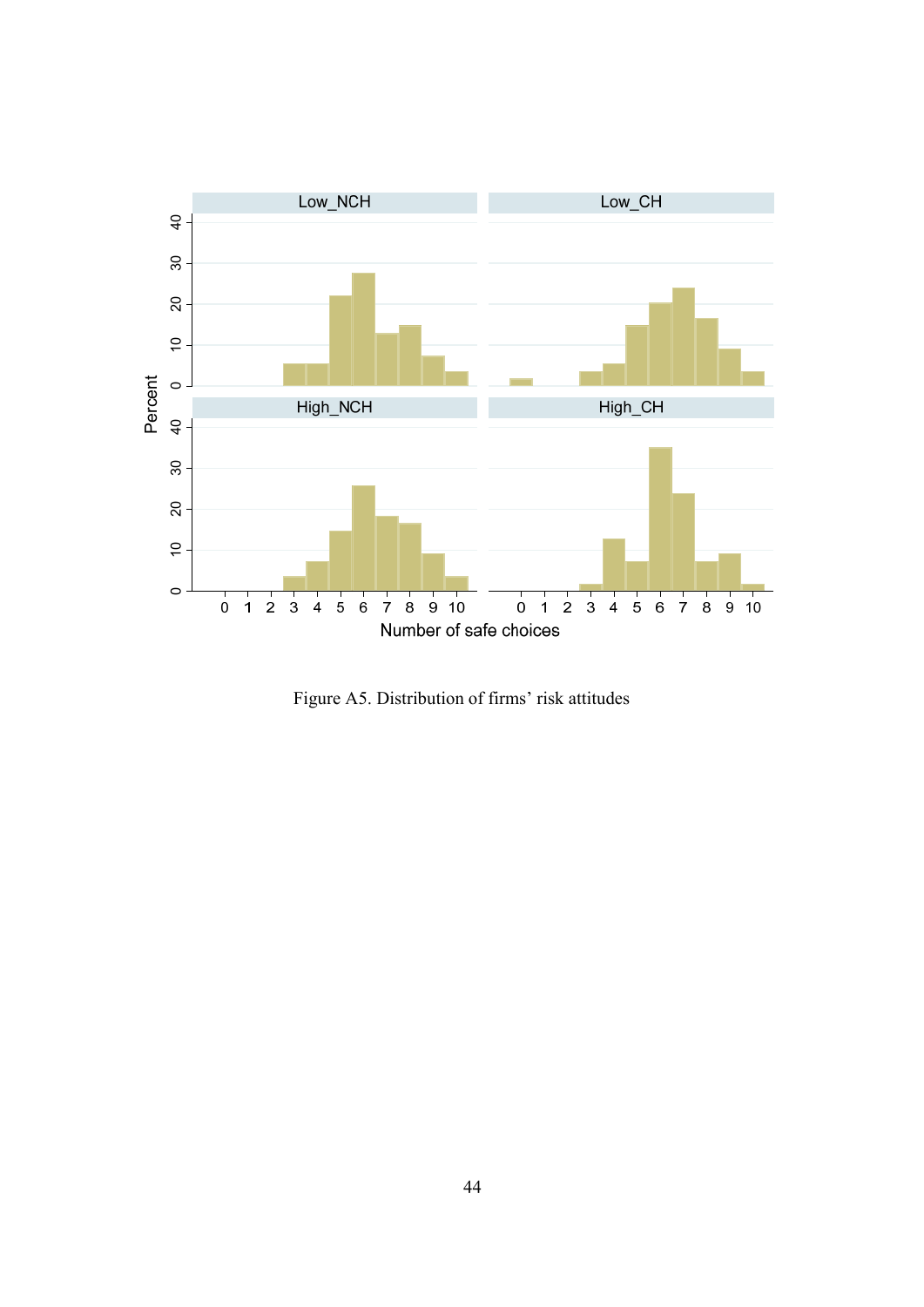Low_NCH

Low_CH

High_NCH

High_CH

Percent

0 10 20 30 40

0 1 2 3 4 5 6 7 8 9 10

Number of safe choices

Figure A5. Distribution of firms' risk attitudes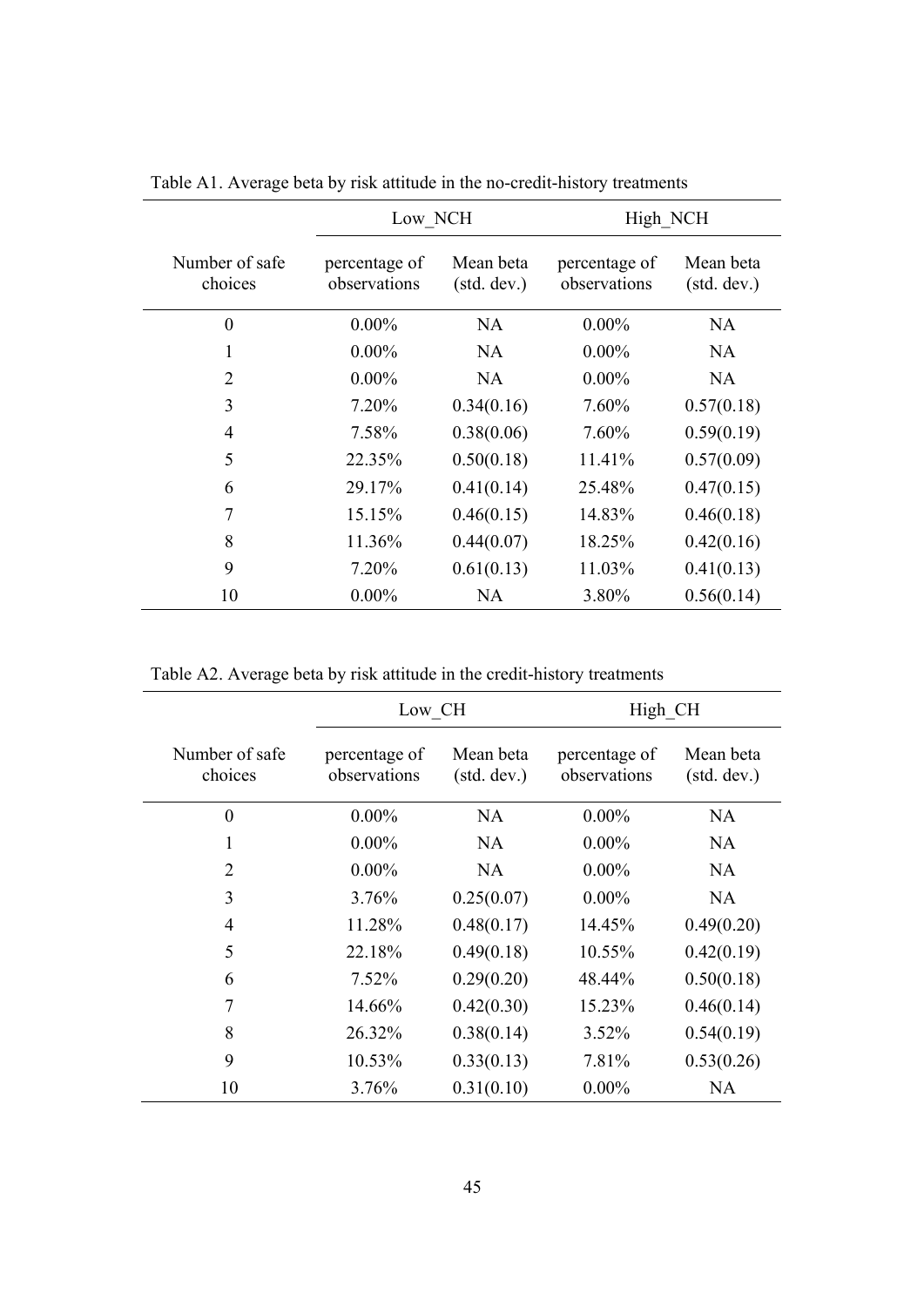Table A1. Average beta by risk attitude in the no-credit-history treatments

| | Low_NCH | | High_NCH | |
|---|---|---|---|---|
| Number of safe choices | percentage of observations | Mean beta (std. dev.) | percentage of observations | Mean beta (std. dev.) |
| 0 | 0.00% | NA | 0.00% | NA |
| 1 | 0.00% | NA | 0.00% | NA |
| 2 | 0.00% | NA | 0.00% | NA |
| 3 | 7.20% | 0.34(0.16) | 7.60% | 0.57(0.18) |
| 4 | 7.58% | 0.38(0.06) | 7.60% | 0.59(0.19) |
| 5 | 22.35% | 0.50(0.18) | 11.41% | 0.57(0.09) |
| 6 | 29.17% | 0.41(0.14) | 25.48% | 0.47(0.15) |
| 7 | 15.15% | 0.46(0.15) | 14.83% | 0.46(0.18) |
| 8 | 11.36% | 0.44(0.07) | 18.25% | 0.42(0.16) |
| 9 | 7.20% | 0.61(0.13) | 11.03% | 0.41(0.13) |
| 10 | 0.00% | NA | 3.80% | 0.56(0.14) |

Table A2. Average beta by risk attitude in the credit-history treatments

| | Low_CH | | High_CH | |
|---|---|---|---|---|
| Number of safe choices | percentage of observations | Mean beta (std. dev.) | percentage of observations | Mean beta (std. dev.) |
| 0 | 0.00% | NA | 0.00% | NA |
| 1 | 0.00% | NA | 0.00% | NA |
| 2 | 0.00% | NA | 0.00% | NA |
| 3 | 3.76% | 0.25(0.07) | 0.00% | NA |
| 4 | 11.28% | 0.48(0.17) | 14.45% | 0.49(0.20) |
| 5 | 22.18% | 0.49(0.18) | 10.55% | 0.42(0.19) |
| 6 | 7.52% | 0.29(0.20) | 48.44% | 0.50(0.18) |
| 7 | 14.66% | 0.42(0.30) | 15.23% | 0.46(0.14) |
| 8 | 26.32% | 0.38(0.14) | 3.52% | 0.54(0.19) |
| 9 | 10.53% | 0.33(0.13) | 7.81% | 0.53(0.26) |
| 10 | 3.76% | 0.31(0.10) | 0.00% | NA |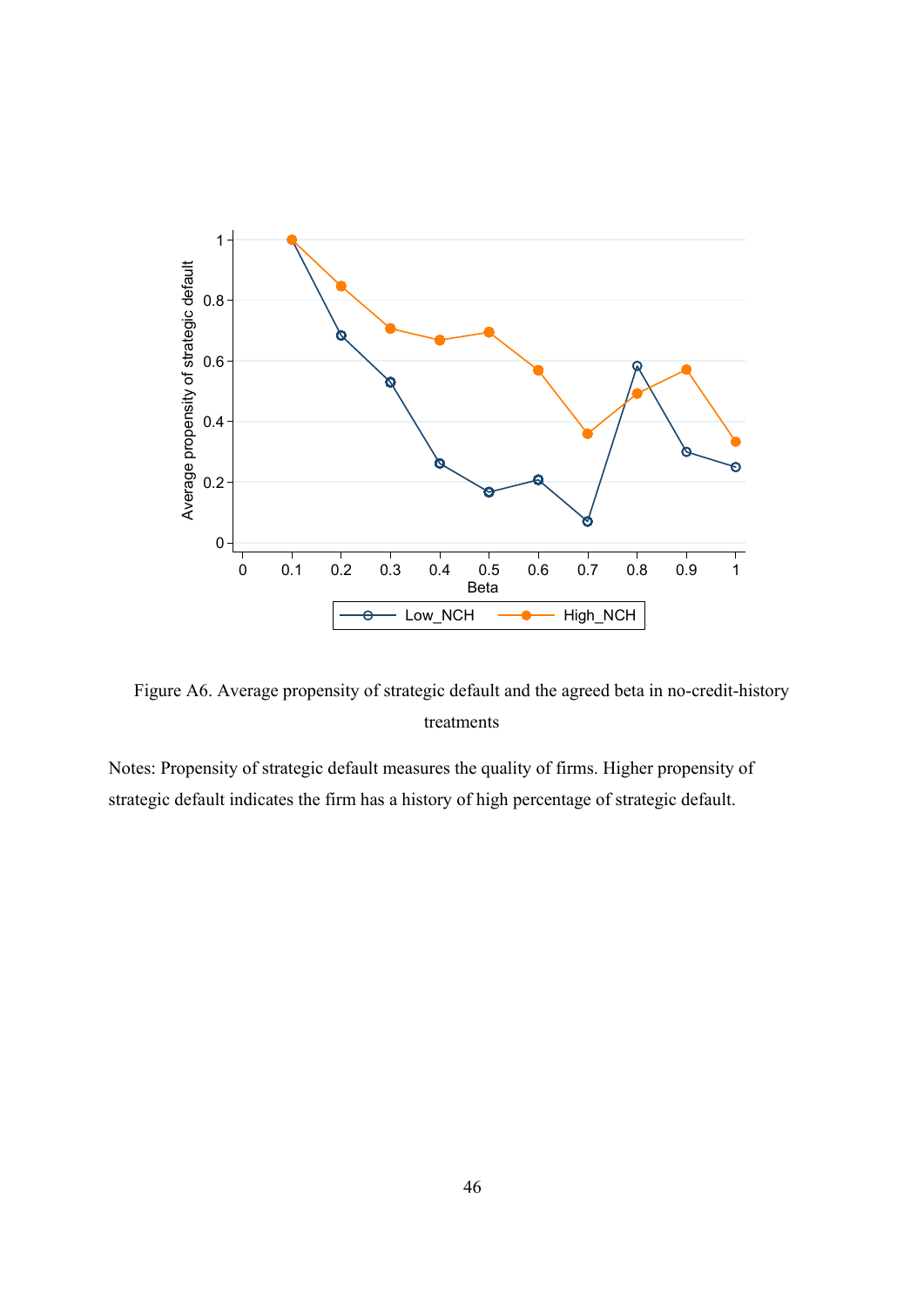Average propensity of strategic default

1
0.8
0.6
0.4
0.2
0

0 0.1 0.2 0.3 0.4 0.5 0.6 0.7 0.8 0.9 1

Beta

Low_NCH High_NCH

Figure A6. Average propensity of strategic default and the agreed beta in no-credit-history treatments

Notes: Propensity of strategic default measures the quality of firms. Higher propensity of strategic default indicates the firm has a history of high percentage of strategic default.